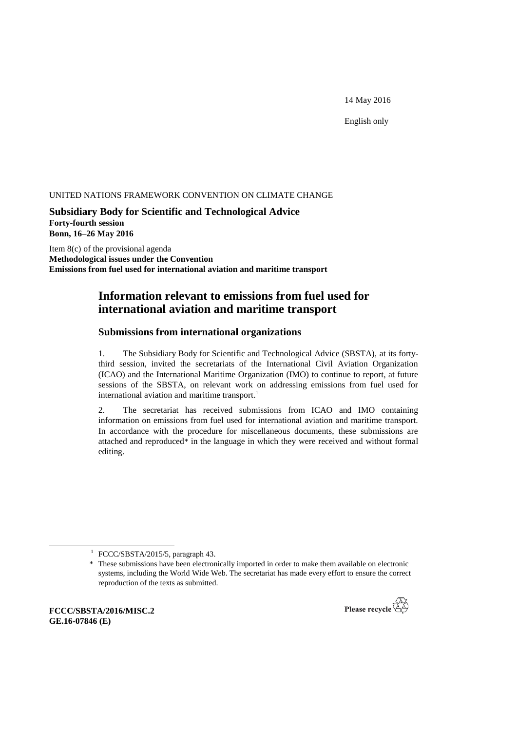14 May 2016

English only

UNITED NATIONS FRAMEWORK CONVENTION ON CLIMATE CHANGE

**Subsidiary Body for Scientific and Technological Advice**
**Forty-fourth session**
**Bonn, 16–26 May 2016**

Item 8(c) of the provisional agenda
**Methodological issues under the Convention**
**Emissions from fuel used for international aviation and maritime transport**

# Information relevant to emissions from fuel used for international aviation and maritime transport

## Submissions from international organizations

1. The Subsidiary Body for Scientific and Technological Advice (SBSTA), at its forty-third session, invited the secretariats of the International Civil Aviation Organization (ICAO) and the International Maritime Organization (IMO) to continue to report, at future sessions of the SBSTA, on relevant work on addressing emissions from fuel used for international aviation and maritime transport.[1]

2. The secretariat has received submissions from ICAO and IMO containing information on emissions from fuel used for international aviation and maritime transport. In accordance with the procedure for miscellaneous documents, these submissions are attached and reproduced* in the language in which they were received and without formal editing.

[1] FCCC/SBSTA/2015/5, paragraph 43.

* These submissions have been electronically imported in order to make them available on electronic systems, including the World Wide Web. The secretariat has made every effort to ensure the correct reproduction of the texts as submitted.

**FCCC/SBSTA/2016/MISC.2**
**GE.16-07846 (E)**

Please recycle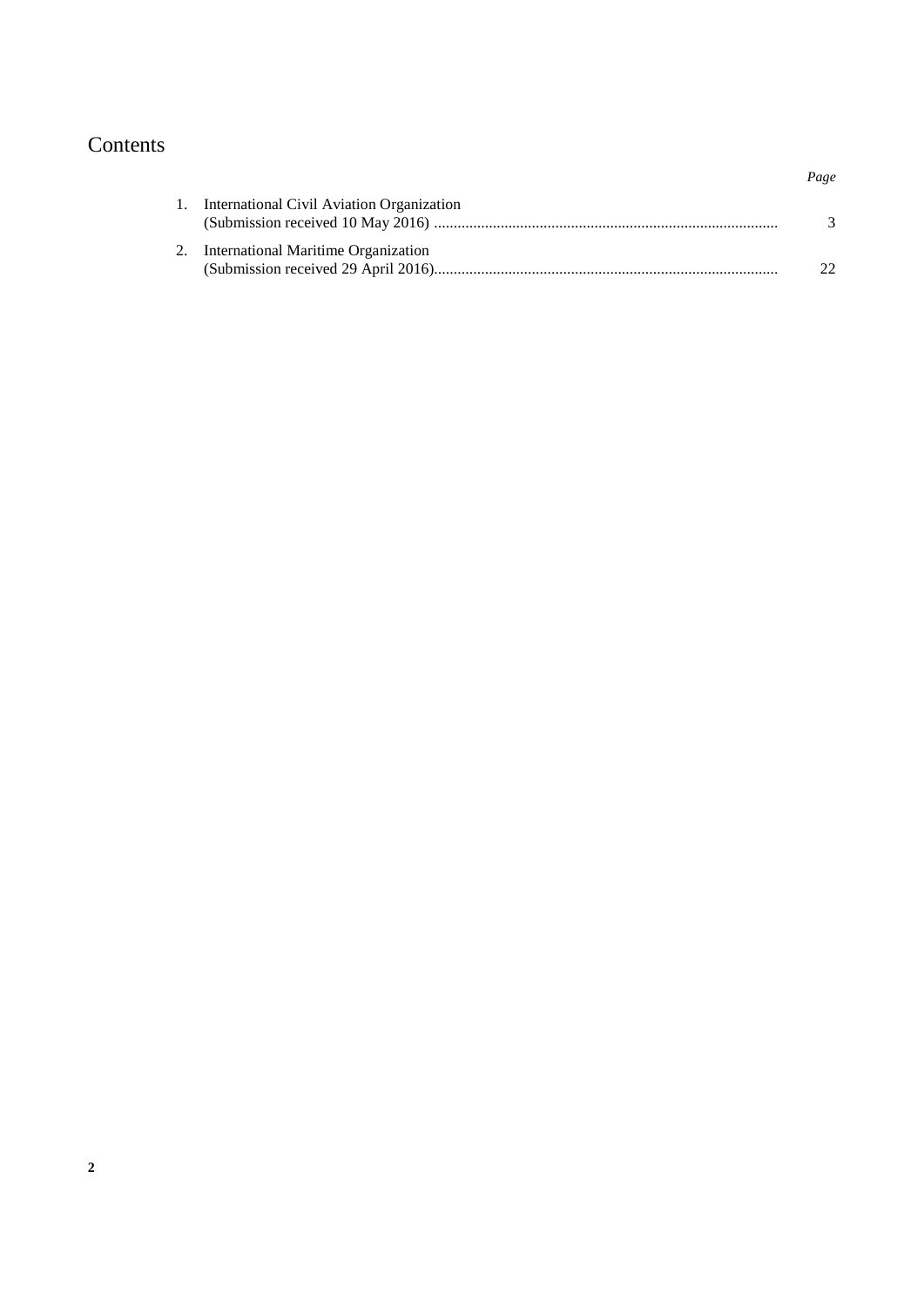# Contents

| | | *Page* |
|---|---|---|
| 1. | International Civil Aviation Organization (Submission received 10 May 2016) | 3 |
| 2. | International Maritime Organization (Submission received 29 April 2016) | 22 |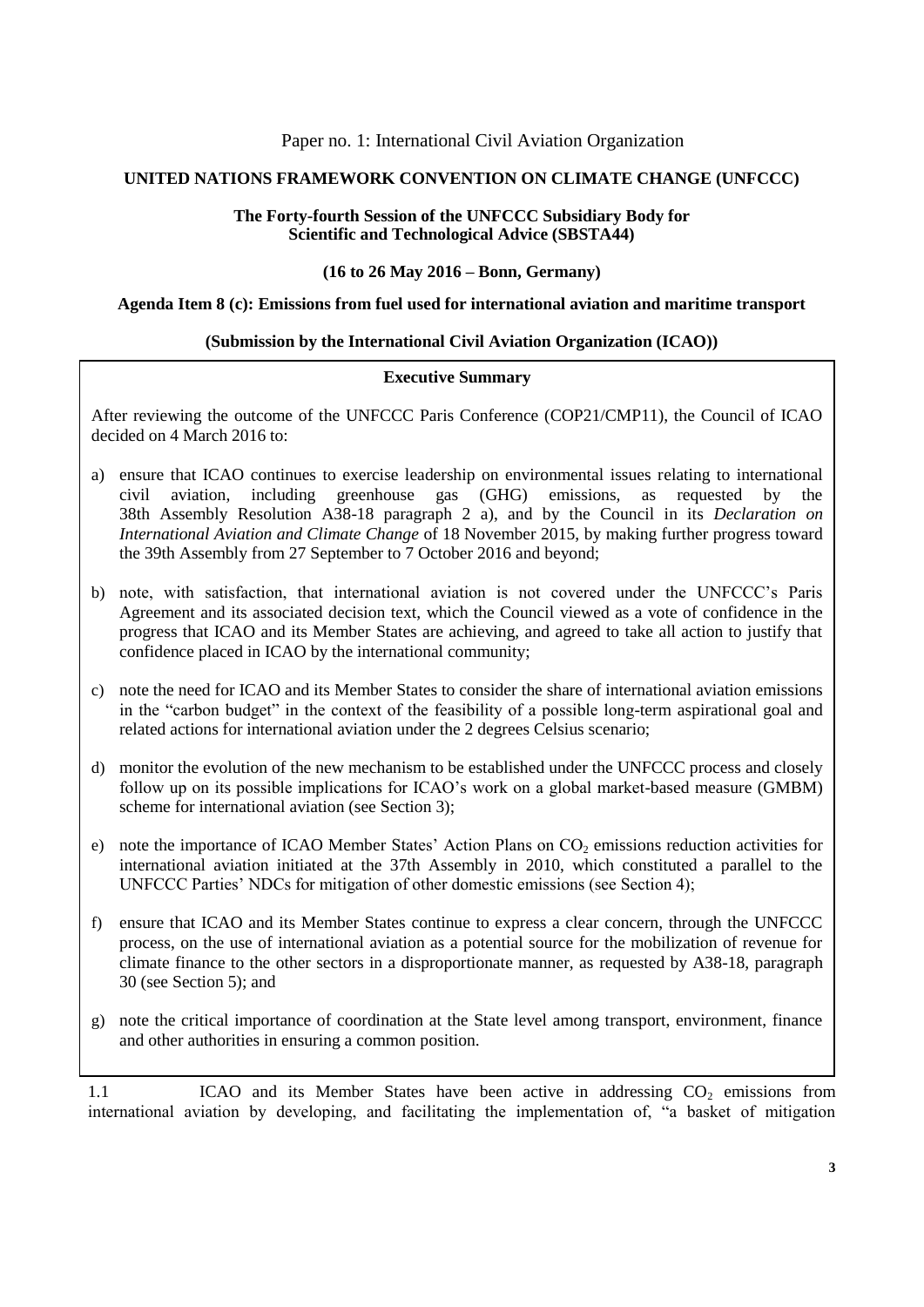Paper no. 1: International Civil Aviation Organization

**UNITED NATIONS FRAMEWORK CONVENTION ON CLIMATE CHANGE (UNFCCC)**

**The Forty-fourth Session of the UNFCCC Subsidiary Body for Scientific and Technological Advice (SBSTA44)**

**(16 to 26 May 2016 – Bonn, Germany)**

**Agenda Item 8 (c): Emissions from fuel used for international aviation and maritime transport**

**(Submission by the International Civil Aviation Organization (ICAO))**

**Executive Summary**

After reviewing the outcome of the UNFCCC Paris Conference (COP21/CMP11), the Council of ICAO decided on 4 March 2016 to:

a) ensure that ICAO continues to exercise leadership on environmental issues relating to international civil aviation, including greenhouse gas (GHG) emissions, as requested by the 38th Assembly Resolution A38-18 paragraph 2 a), and by the Council in its *Declaration on International Aviation and Climate Change* of 18 November 2015, by making further progress toward the 39th Assembly from 27 September to 7 October 2016 and beyond;

b) note, with satisfaction, that international aviation is not covered under the UNFCCC's Paris Agreement and its associated decision text, which the Council viewed as a vote of confidence in the progress that ICAO and its Member States are achieving, and agreed to take all action to justify that confidence placed in ICAO by the international community;

c) note the need for ICAO and its Member States to consider the share of international aviation emissions in the "carbon budget" in the context of the feasibility of a possible long-term aspirational goal and related actions for international aviation under the 2 degrees Celsius scenario;

d) monitor the evolution of the new mechanism to be established under the UNFCCC process and closely follow up on its possible implications for ICAO's work on a global market-based measure (GMBM) scheme for international aviation (see Section 3);

e) note the importance of ICAO Member States' Action Plans on $CO_2$ emissions reduction activities for international aviation initiated at the 37th Assembly in 2010, which constituted a parallel to the UNFCCC Parties' NDCs for mitigation of other domestic emissions (see Section 4);

f) ensure that ICAO and its Member States continue to express a clear concern, through the UNFCCC process, on the use of international aviation as a potential source for the mobilization of revenue for climate finance to the other sectors in a disproportionate manner, as requested by A38-18, paragraph 30 (see Section 5); and

g) note the critical importance of coordination at the State level among transport, environment, finance and other authorities in ensuring a common position.

1.1 ICAO and its Member States have been active in addressing $CO_2$ emissions from international aviation by developing, and facilitating the implementation of, "a basket of mitigation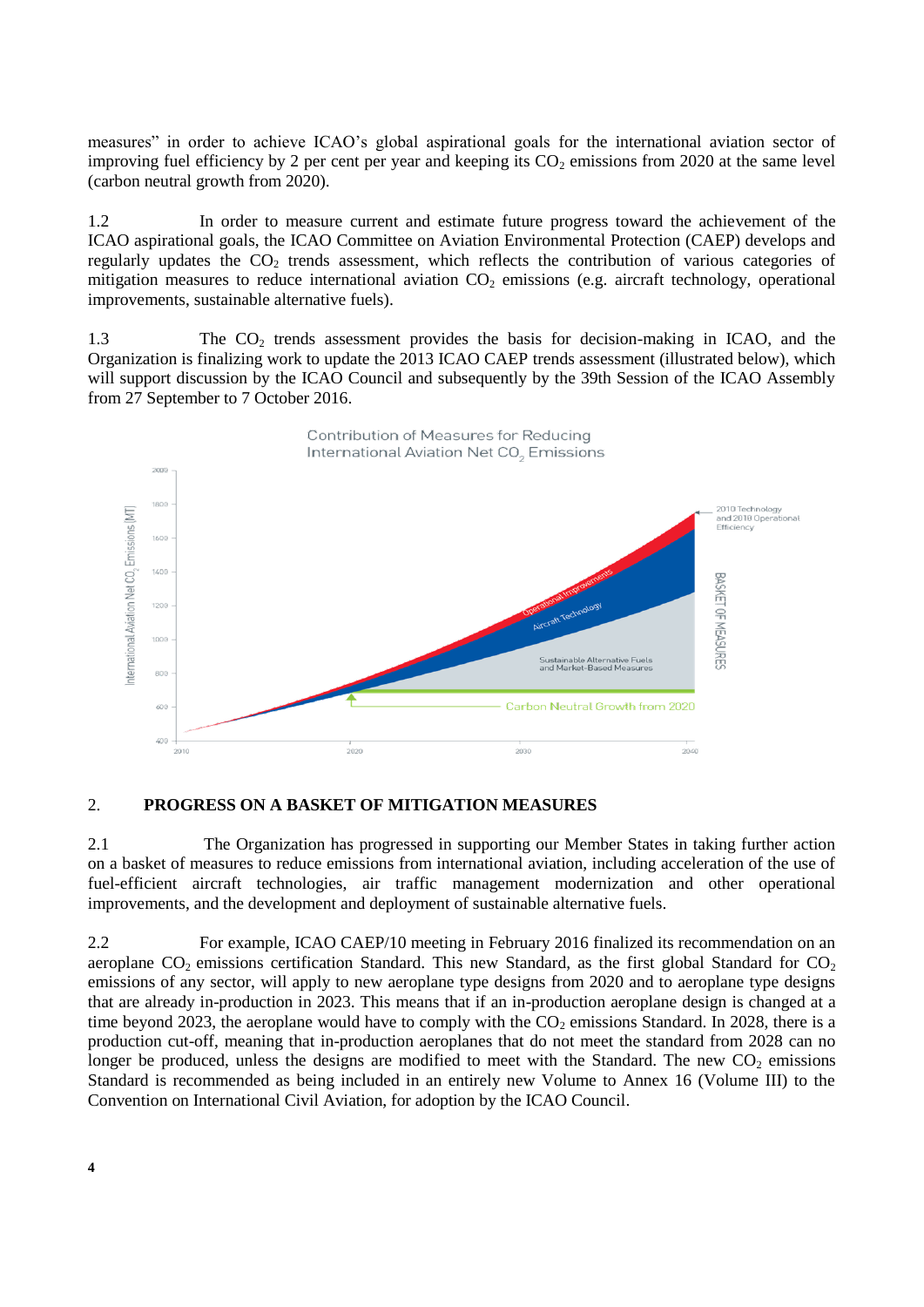measures" in order to achieve ICAO's global aspirational goals for the international aviation sector of improving fuel efficiency by 2 per cent per year and keeping its $CO_2$ emissions from 2020 at the same level (carbon neutral growth from 2020).

1.2 In order to measure current and estimate future progress toward the achievement of the ICAO aspirational goals, the ICAO Committee on Aviation Environmental Protection (CAEP) develops and regularly updates the $CO_2$ trends assessment, which reflects the contribution of various categories of mitigation measures to reduce international aviation $CO_2$ emissions (e.g. aircraft technology, operational improvements, sustainable alternative fuels).

1.3 The $CO_2$ trends assessment provides the basis for decision-making in ICAO, and the Organization is finalizing work to update the 2013 ICAO CAEP trends assessment (illustrated below), which will support discussion by the ICAO Council and subsequently by the 39th Session of the ICAO Assembly from 27 September to 7 October 2016.

Contribution of Measures for Reducing International Aviation Net $CO_2$ Emissions

## 2. PROGRESS ON A BASKET OF MITIGATION MEASURES

2.1 The Organization has progressed in supporting our Member States in taking further action on a basket of measures to reduce emissions from international aviation, including acceleration of the use of fuel-efficient aircraft technologies, air traffic management modernization and other operational improvements, and the development and deployment of sustainable alternative fuels.

2.2 For example, ICAO CAEP/10 meeting in February 2016 finalized its recommendation on an aeroplane $CO_2$ emissions certification Standard. This new Standard, as the first global Standard for $CO_2$ emissions of any sector, will apply to new aeroplane type designs from 2020 and to aeroplane type designs that are already in-production in 2023. This means that if an in-production aeroplane design is changed at a time beyond 2023, the aeroplane would have to comply with the $CO_2$ emissions Standard. In 2028, there is a production cut-off, meaning that in-production aeroplanes that do not meet the standard from 2028 can no longer be produced, unless the designs are modified to meet with the Standard. The new $CO_2$ emissions Standard is recommended as being included in an entirely new Volume to Annex 16 (Volume III) to the Convention on International Civil Aviation, for adoption by the ICAO Council.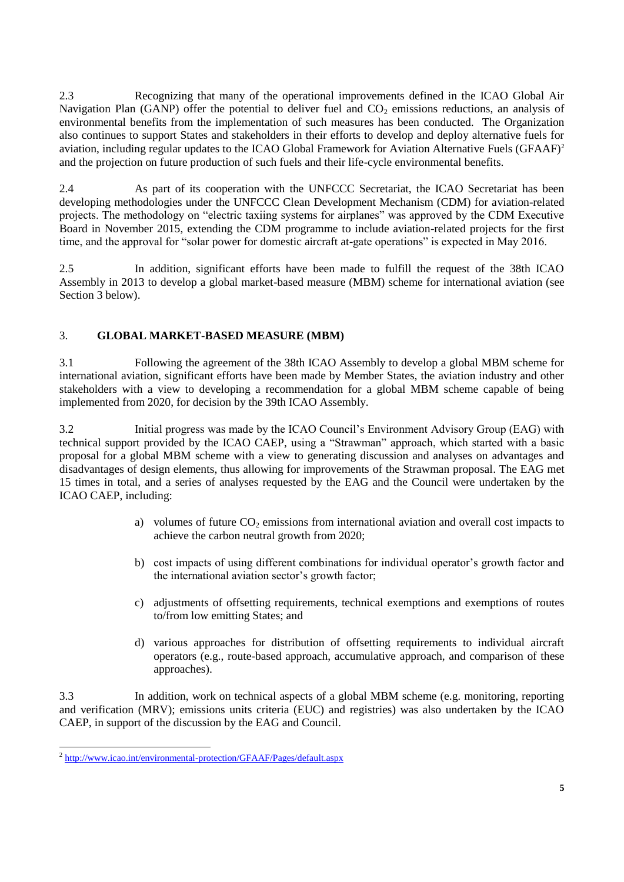2.3 Recognizing that many of the operational improvements defined in the ICAO Global Air Navigation Plan (GANP) offer the potential to deliver fuel and $CO_2$ emissions reductions, an analysis of environmental benefits from the implementation of such measures has been conducted. The Organization also continues to support States and stakeholders in their efforts to develop and deploy alternative fuels for aviation, including regular updates to the ICAO Global Framework for Aviation Alternative Fuels (GFAAF)[2] and the projection on future production of such fuels and their life-cycle environmental benefits.

2.4 As part of its cooperation with the UNFCCC Secretariat, the ICAO Secretariat has been developing methodologies under the UNFCCC Clean Development Mechanism (CDM) for aviation-related projects. The methodology on "electric taxiing systems for airplanes" was approved by the CDM Executive Board in November 2015, extending the CDM programme to include aviation-related projects for the first time, and the approval for "solar power for domestic aircraft at-gate operations" is expected in May 2016.

2.5 In addition, significant efforts have been made to fulfill the request of the 38th ICAO Assembly in 2013 to develop a global market-based measure (MBM) scheme for international aviation (see Section 3 below).

## 3. GLOBAL MARKET-BASED MEASURE (MBM)

3.1 Following the agreement of the 38th ICAO Assembly to develop a global MBM scheme for international aviation, significant efforts have been made by Member States, the aviation industry and other stakeholders with a view to developing a recommendation for a global MBM scheme capable of being implemented from 2020, for decision by the 39th ICAO Assembly.

3.2 Initial progress was made by the ICAO Council's Environment Advisory Group (EAG) with technical support provided by the ICAO CAEP, using a "Strawman" approach, which started with a basic proposal for a global MBM scheme with a view to generating discussion and analyses on advantages and disadvantages of design elements, thus allowing for improvements of the Strawman proposal. The EAG met 15 times in total, and a series of analyses requested by the EAG and the Council were undertaken by the ICAO CAEP, including:

a) volumes of future $CO_2$ emissions from international aviation and overall cost impacts to achieve the carbon neutral growth from 2020;

b) cost impacts of using different combinations for individual operator's growth factor and the international aviation sector's growth factor;

c) adjustments of offsetting requirements, technical exemptions and exemptions of routes to/from low emitting States; and

d) various approaches for distribution of offsetting requirements to individual aircraft operators (e.g., route-based approach, accumulative approach, and comparison of these approaches).

3.3 In addition, work on technical aspects of a global MBM scheme (e.g. monitoring, reporting and verification (MRV); emissions units criteria (EUC) and registries) was also undertaken by the ICAO CAEP, in support of the discussion by the EAG and Council.

---

[2] http://www.icao.int/environmental-protection/GFAAF/Pages/default.aspx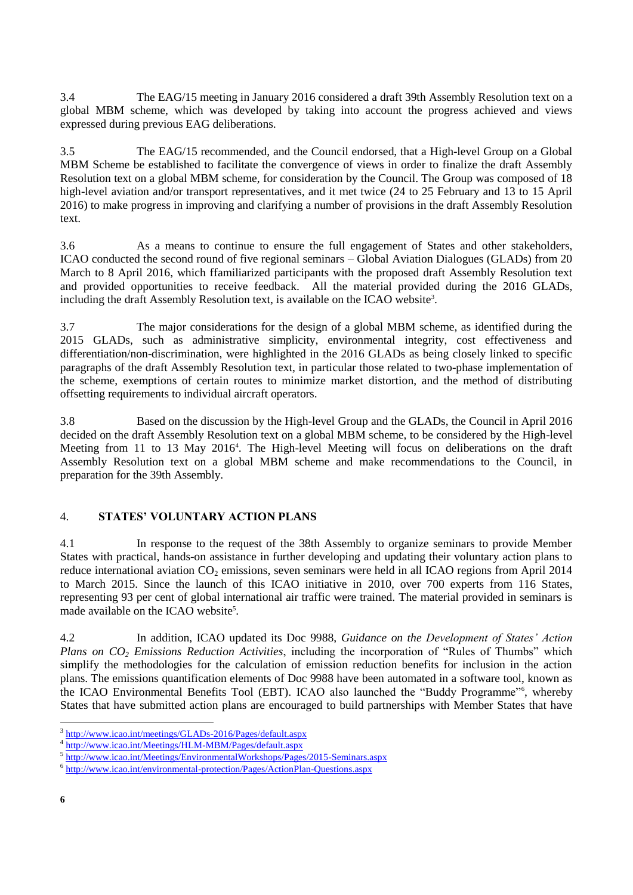3.4 The EAG/15 meeting in January 2016 considered a draft 39th Assembly Resolution text on a global MBM scheme, which was developed by taking into account the progress achieved and views expressed during previous EAG deliberations.

3.5 The EAG/15 recommended, and the Council endorsed, that a High-level Group on a Global MBM Scheme be established to facilitate the convergence of views in order to finalize the draft Assembly Resolution text on a global MBM scheme, for consideration by the Council. The Group was composed of 18 high-level aviation and/or transport representatives, and it met twice (24 to 25 February and 13 to 15 April 2016) to make progress in improving and clarifying a number of provisions in the draft Assembly Resolution text.

3.6 As a means to continue to ensure the full engagement of States and other stakeholders, ICAO conducted the second round of five regional seminars – Global Aviation Dialogues (GLADs) from 20 March to 8 April 2016, which ffamiliarized participants with the proposed draft Assembly Resolution text and provided opportunities to receive feedback. All the material provided during the 2016 GLADs, including the draft Assembly Resolution text, is available on the ICAO website[3].

3.7 The major considerations for the design of a global MBM scheme, as identified during the 2015 GLADs, such as administrative simplicity, environmental integrity, cost effectiveness and differentiation/non-discrimination, were highlighted in the 2016 GLADs as being closely linked to specific paragraphs of the draft Assembly Resolution text, in particular those related to two-phase implementation of the scheme, exemptions of certain routes to minimize market distortion, and the method of distributing offsetting requirements to individual aircraft operators.

3.8 Based on the discussion by the High-level Group and the GLADs, the Council in April 2016 decided on the draft Assembly Resolution text on a global MBM scheme, to be considered by the High-level Meeting from 11 to 13 May 2016[4]. The High-level Meeting will focus on deliberations on the draft Assembly Resolution text on a global MBM scheme and make recommendations to the Council, in preparation for the 39th Assembly.

## 4. STATES' VOLUNTARY ACTION PLANS

4.1 In response to the request of the 38th Assembly to organize seminars to provide Member States with practical, hands-on assistance in further developing and updating their voluntary action plans to reduce international aviation $CO_2$ emissions, seven seminars were held in all ICAO regions from April 2014 to March 2015. Since the launch of this ICAO initiative in 2010, over 700 experts from 116 States, representing 93 per cent of global international air traffic were trained. The material provided in seminars is made available on the ICAO website[5].

4.2 In addition, ICAO updated its Doc 9988, *Guidance on the Development of States' Action Plans on $CO_2$ Emissions Reduction Activities*, including the incorporation of "Rules of Thumbs" which simplify the methodologies for the calculation of emission reduction benefits for inclusion in the action plans. The emissions quantification elements of Doc 9988 have been automated in a software tool, known as the ICAO Environmental Benefits Tool (EBT). ICAO also launched the "Buddy Programme"[6], whereby States that have submitted action plans are encouraged to build partnerships with Member States that have

---

[3] http://www.icao.int/meetings/GLADs-2016/Pages/default.aspx

[4] http://www.icao.int/Meetings/HLM-MBM/Pages/default.aspx

[5] http://www.icao.int/Meetings/EnvironmentalWorkshops/Pages/2015-Seminars.aspx

[6] http://www.icao.int/environmental-protection/Pages/ActionPlan-Questions.aspx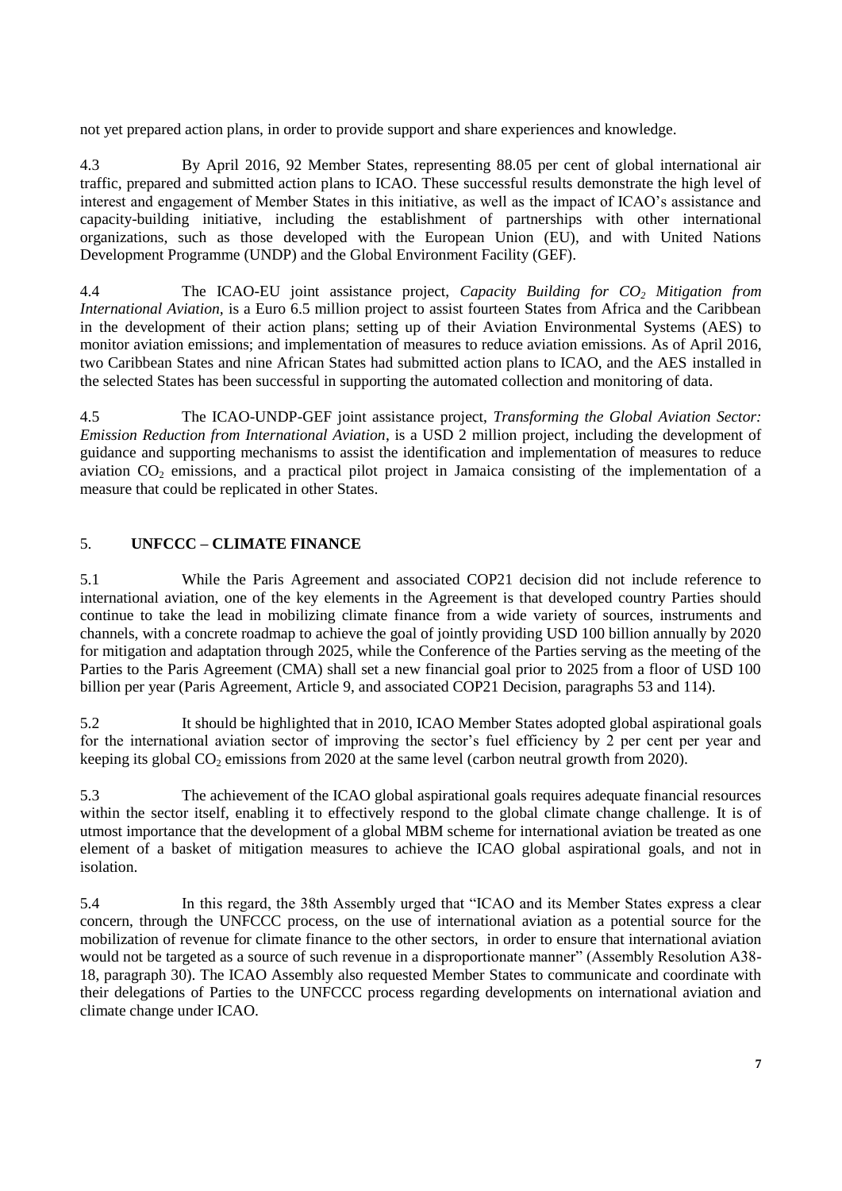not yet prepared action plans, in order to provide support and share experiences and knowledge.

4.3 By April 2016, 92 Member States, representing 88.05 per cent of global international air traffic, prepared and submitted action plans to ICAO. These successful results demonstrate the high level of interest and engagement of Member States in this initiative, as well as the impact of ICAO's assistance and capacity-building initiative, including the establishment of partnerships with other international organizations, such as those developed with the European Union (EU), and with United Nations Development Programme (UNDP) and the Global Environment Facility (GEF).

4.4 The ICAO-EU joint assistance project, *Capacity Building for $CO_2$ Mitigation from International Aviation*, is a Euro 6.5 million project to assist fourteen States from Africa and the Caribbean in the development of their action plans; setting up of their Aviation Environmental Systems (AES) to monitor aviation emissions; and implementation of measures to reduce aviation emissions. As of April 2016, two Caribbean States and nine African States had submitted action plans to ICAO, and the AES installed in the selected States has been successful in supporting the automated collection and monitoring of data.

4.5 The ICAO-UNDP-GEF joint assistance project, *Transforming the Global Aviation Sector: Emission Reduction from International Aviation*, is a USD 2 million project, including the development of guidance and supporting mechanisms to assist the identification and implementation of measures to reduce aviation $CO_2$ emissions, and a practical pilot project in Jamaica consisting of the implementation of a measure that could be replicated in other States.

## 5. UNFCCC – CLIMATE FINANCE

5.1 While the Paris Agreement and associated COP21 decision did not include reference to international aviation, one of the key elements in the Agreement is that developed country Parties should continue to take the lead in mobilizing climate finance from a wide variety of sources, instruments and channels, with a concrete roadmap to achieve the goal of jointly providing USD 100 billion annually by 2020 for mitigation and adaptation through 2025, while the Conference of the Parties serving as the meeting of the Parties to the Paris Agreement (CMA) shall set a new financial goal prior to 2025 from a floor of USD 100 billion per year (Paris Agreement, Article 9, and associated COP21 Decision, paragraphs 53 and 114).

5.2 It should be highlighted that in 2010, ICAO Member States adopted global aspirational goals for the international aviation sector of improving the sector's fuel efficiency by 2 per cent per year and keeping its global $CO_2$ emissions from 2020 at the same level (carbon neutral growth from 2020).

5.3 The achievement of the ICAO global aspirational goals requires adequate financial resources within the sector itself, enabling it to effectively respond to the global climate change challenge. It is of utmost importance that the development of a global MBM scheme for international aviation be treated as one element of a basket of mitigation measures to achieve the ICAO global aspirational goals, and not in isolation.

5.4 In this regard, the 38th Assembly urged that "ICAO and its Member States express a clear concern, through the UNFCCC process, on the use of international aviation as a potential source for the mobilization of revenue for climate finance to the other sectors, in order to ensure that international aviation would not be targeted as a source of such revenue in a disproportionate manner" (Assembly Resolution A38-18, paragraph 30). The ICAO Assembly also requested Member States to communicate and coordinate with their delegations of Parties to the UNFCCC process regarding developments on international aviation and climate change under ICAO.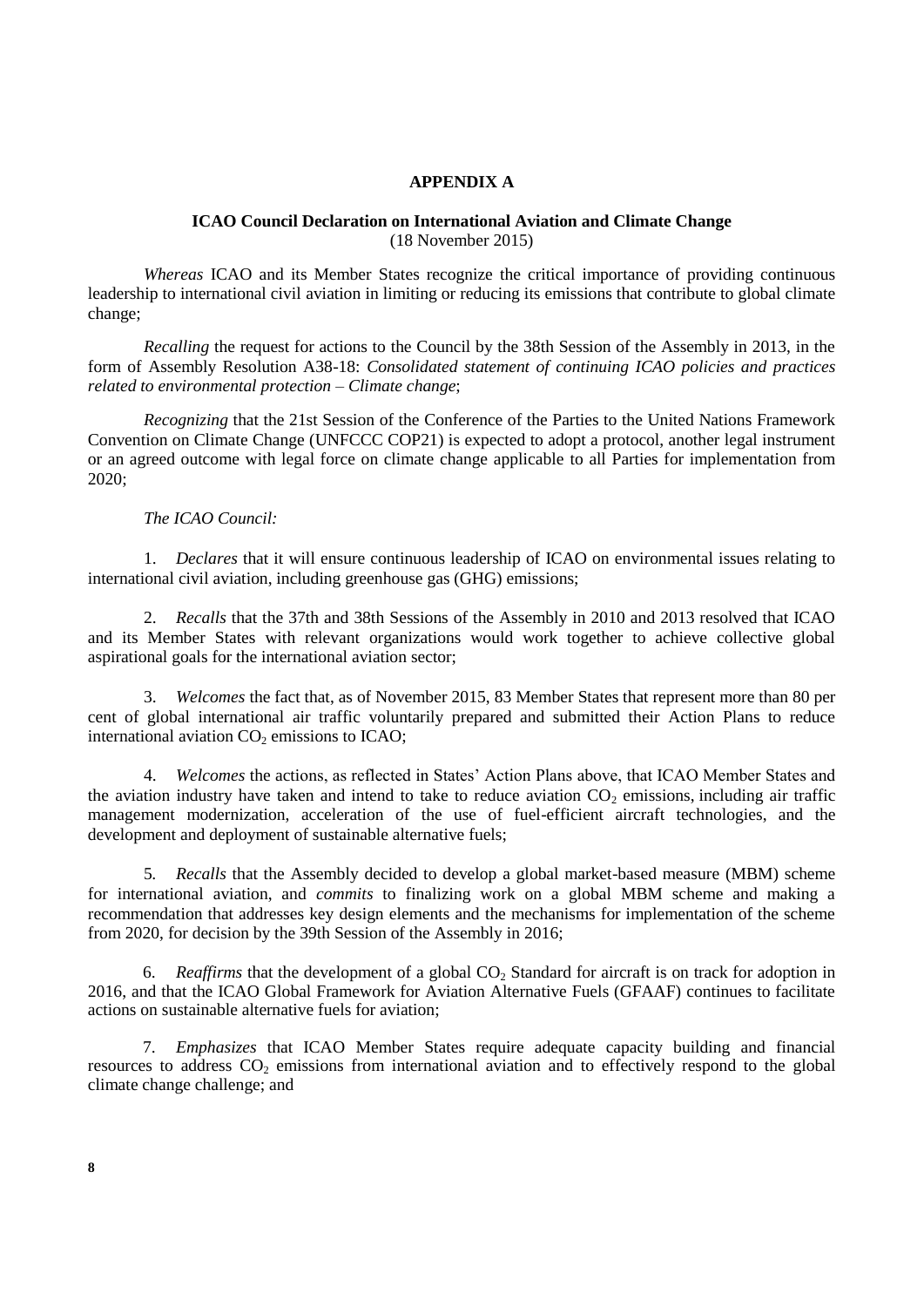## APPENDIX A

### ICAO Council Declaration on International Aviation and Climate Change
(18 November 2015)

*Whereas* ICAO and its Member States recognize the critical importance of providing continuous leadership to international civil aviation in limiting or reducing its emissions that contribute to global climate change;

*Recalling* the request for actions to the Council by the 38th Session of the Assembly in 2013, in the form of Assembly Resolution A38-18: *Consolidated statement of continuing ICAO policies and practices related to environmental protection – Climate change*;

*Recognizing* that the 21st Session of the Conference of the Parties to the United Nations Framework Convention on Climate Change (UNFCCC COP21) is expected to adopt a protocol, another legal instrument or an agreed outcome with legal force on climate change applicable to all Parties for implementation from 2020;

*The ICAO Council:*

1. *Declares* that it will ensure continuous leadership of ICAO on environmental issues relating to international civil aviation, including greenhouse gas (GHG) emissions;

2. *Recalls* that the 37th and 38th Sessions of the Assembly in 2010 and 2013 resolved that ICAO and its Member States with relevant organizations would work together to achieve collective global aspirational goals for the international aviation sector;

3. *Welcomes* the fact that, as of November 2015, 83 Member States that represent more than 80 per cent of global international air traffic voluntarily prepared and submitted their Action Plans to reduce international aviation $CO_2$ emissions to ICAO;

4. *Welcomes* the actions, as reflected in States' Action Plans above, that ICAO Member States and the aviation industry have taken and intend to take to reduce aviation $CO_2$ emissions, including air traffic management modernization, acceleration of the use of fuel-efficient aircraft technologies, and the development and deployment of sustainable alternative fuels;

5. *Recalls* that the Assembly decided to develop a global market-based measure (MBM) scheme for international aviation, and *commits* to finalizing work on a global MBM scheme and making a recommendation that addresses key design elements and the mechanisms for implementation of the scheme from 2020, for decision by the 39th Session of the Assembly in 2016;

6. *Reaffirms* that the development of a global $CO_2$ Standard for aircraft is on track for adoption in 2016, and that the ICAO Global Framework for Aviation Alternative Fuels (GFAAF) continues to facilitate actions on sustainable alternative fuels for aviation;

7. *Emphasizes* that ICAO Member States require adequate capacity building and financial resources to address $CO_2$ emissions from international aviation and to effectively respond to the global climate change challenge; and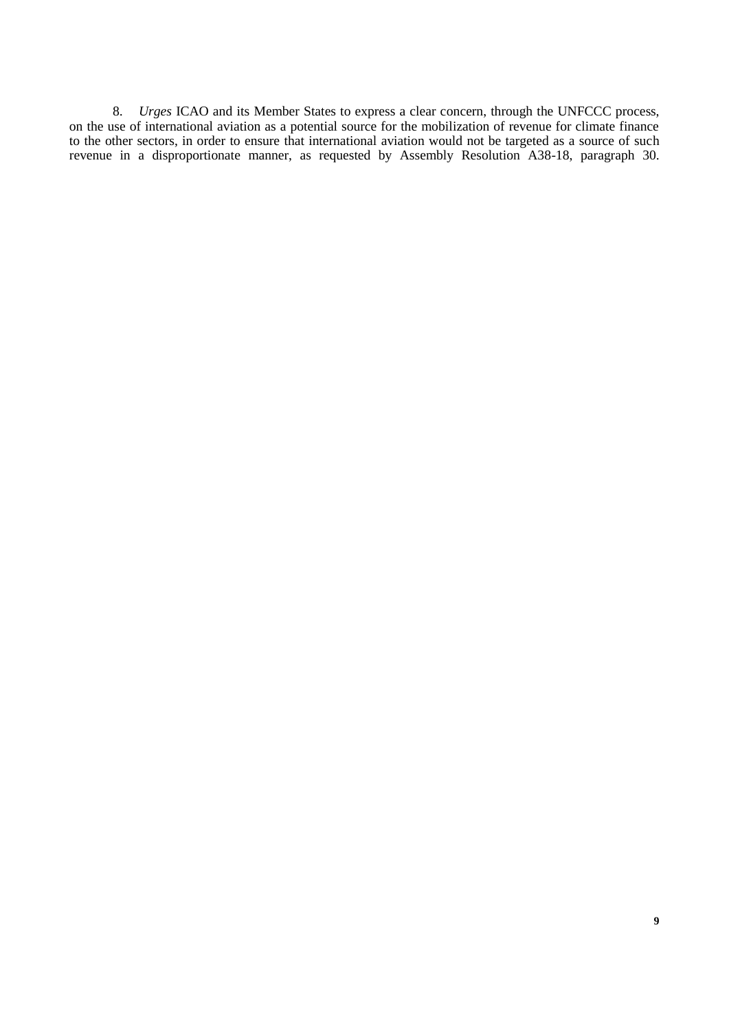8. *Urges* ICAO and its Member States to express a clear concern, through the UNFCCC process, on the use of international aviation as a potential source for the mobilization of revenue for climate finance to the other sectors, in order to ensure that international aviation would not be targeted as a source of such revenue in a disproportionate manner, as requested by Assembly Resolution A38-18, paragraph 30.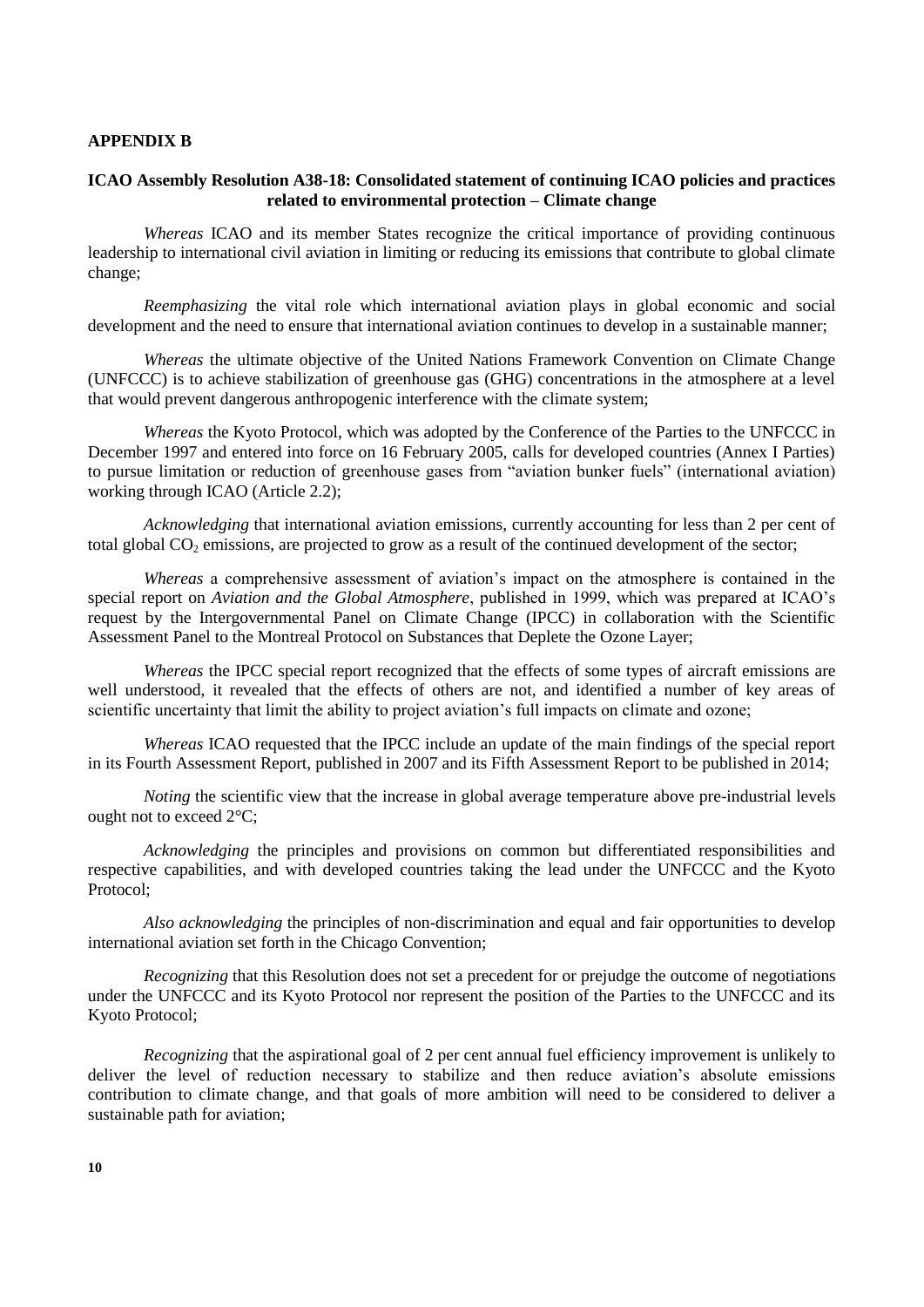**APPENDIX B**

**ICAO Assembly Resolution A38-18: Consolidated statement of continuing ICAO policies and practices related to environmental protection – Climate change**

*Whereas* ICAO and its member States recognize the critical importance of providing continuous leadership to international civil aviation in limiting or reducing its emissions that contribute to global climate change;

*Reemphasizing* the vital role which international aviation plays in global economic and social development and the need to ensure that international aviation continues to develop in a sustainable manner;

*Whereas* the ultimate objective of the United Nations Framework Convention on Climate Change (UNFCCC) is to achieve stabilization of greenhouse gas (GHG) concentrations in the atmosphere at a level that would prevent dangerous anthropogenic interference with the climate system;

*Whereas* the Kyoto Protocol, which was adopted by the Conference of the Parties to the UNFCCC in December 1997 and entered into force on 16 February 2005, calls for developed countries (Annex I Parties) to pursue limitation or reduction of greenhouse gases from "aviation bunker fuels" (international aviation) working through ICAO (Article 2.2);

*Acknowledging* that international aviation emissions, currently accounting for less than 2 per cent of total global $CO_2$ emissions, are projected to grow as a result of the continued development of the sector;

*Whereas* a comprehensive assessment of aviation's impact on the atmosphere is contained in the special report on *Aviation and the Global Atmosphere*, published in 1999, which was prepared at ICAO's request by the Intergovernmental Panel on Climate Change (IPCC) in collaboration with the Scientific Assessment Panel to the Montreal Protocol on Substances that Deplete the Ozone Layer;

*Whereas* the IPCC special report recognized that the effects of some types of aircraft emissions are well understood, it revealed that the effects of others are not, and identified a number of key areas of scientific uncertainty that limit the ability to project aviation's full impacts on climate and ozone;

*Whereas* ICAO requested that the IPCC include an update of the main findings of the special report in its Fourth Assessment Report, published in 2007 and its Fifth Assessment Report to be published in 2014;

*Noting* the scientific view that the increase in global average temperature above pre-industrial levels ought not to exceed 2°C;

*Acknowledging* the principles and provisions on common but differentiated responsibilities and respective capabilities, and with developed countries taking the lead under the UNFCCC and the Kyoto Protocol;

*Also acknowledging* the principles of non-discrimination and equal and fair opportunities to develop international aviation set forth in the Chicago Convention;

*Recognizing* that this Resolution does not set a precedent for or prejudge the outcome of negotiations under the UNFCCC and its Kyoto Protocol nor represent the position of the Parties to the UNFCCC and its Kyoto Protocol;

*Recognizing* that the aspirational goal of 2 per cent annual fuel efficiency improvement is unlikely to deliver the level of reduction necessary to stabilize and then reduce aviation's absolute emissions contribution to climate change, and that goals of more ambition will need to be considered to deliver a sustainable path for aviation;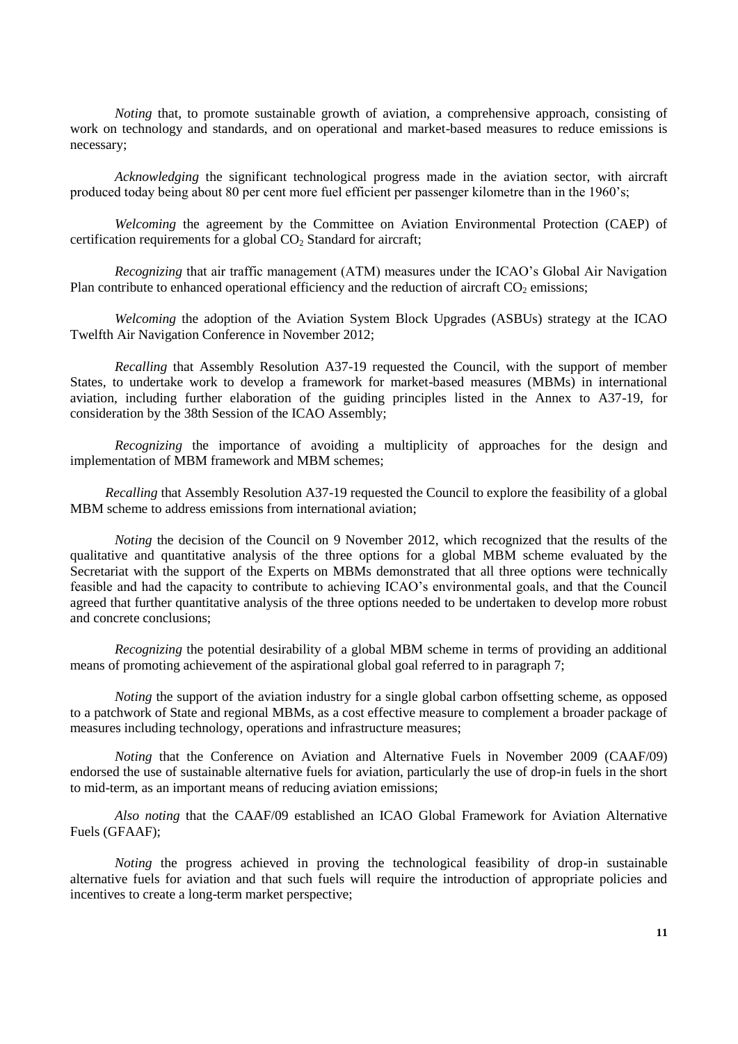*Noting* that, to promote sustainable growth of aviation, a comprehensive approach, consisting of work on technology and standards, and on operational and market-based measures to reduce emissions is necessary;

*Acknowledging* the significant technological progress made in the aviation sector, with aircraft produced today being about 80 per cent more fuel efficient per passenger kilometre than in the 1960's;

*Welcoming* the agreement by the Committee on Aviation Environmental Protection (CAEP) of certification requirements for a global $CO_2$ Standard for aircraft;

*Recognizing* that air traffic management (ATM) measures under the ICAO's Global Air Navigation Plan contribute to enhanced operational efficiency and the reduction of aircraft $CO_2$ emissions;

*Welcoming* the adoption of the Aviation System Block Upgrades (ASBUs) strategy at the ICAO Twelfth Air Navigation Conference in November 2012;

*Recalling* that Assembly Resolution A37-19 requested the Council, with the support of member States, to undertake work to develop a framework for market-based measures (MBMs) in international aviation, including further elaboration of the guiding principles listed in the Annex to A37-19, for consideration by the 38th Session of the ICAO Assembly;

*Recognizing* the importance of avoiding a multiplicity of approaches for the design and implementation of MBM framework and MBM schemes;

*Recalling* that Assembly Resolution A37-19 requested the Council to explore the feasibility of a global MBM scheme to address emissions from international aviation;

*Noting* the decision of the Council on 9 November 2012, which recognized that the results of the qualitative and quantitative analysis of the three options for a global MBM scheme evaluated by the Secretariat with the support of the Experts on MBMs demonstrated that all three options were technically feasible and had the capacity to contribute to achieving ICAO's environmental goals, and that the Council agreed that further quantitative analysis of the three options needed to be undertaken to develop more robust and concrete conclusions;

*Recognizing* the potential desirability of a global MBM scheme in terms of providing an additional means of promoting achievement of the aspirational global goal referred to in paragraph 7;

*Noting* the support of the aviation industry for a single global carbon offsetting scheme, as opposed to a patchwork of State and regional MBMs, as a cost effective measure to complement a broader package of measures including technology, operations and infrastructure measures;

*Noting* that the Conference on Aviation and Alternative Fuels in November 2009 (CAAF/09) endorsed the use of sustainable alternative fuels for aviation, particularly the use of drop-in fuels in the short to mid-term, as an important means of reducing aviation emissions;

*Also noting* that the CAAF/09 established an ICAO Global Framework for Aviation Alternative Fuels (GFAAF);

*Noting* the progress achieved in proving the technological feasibility of drop-in sustainable alternative fuels for aviation and that such fuels will require the introduction of appropriate policies and incentives to create a long-term market perspective;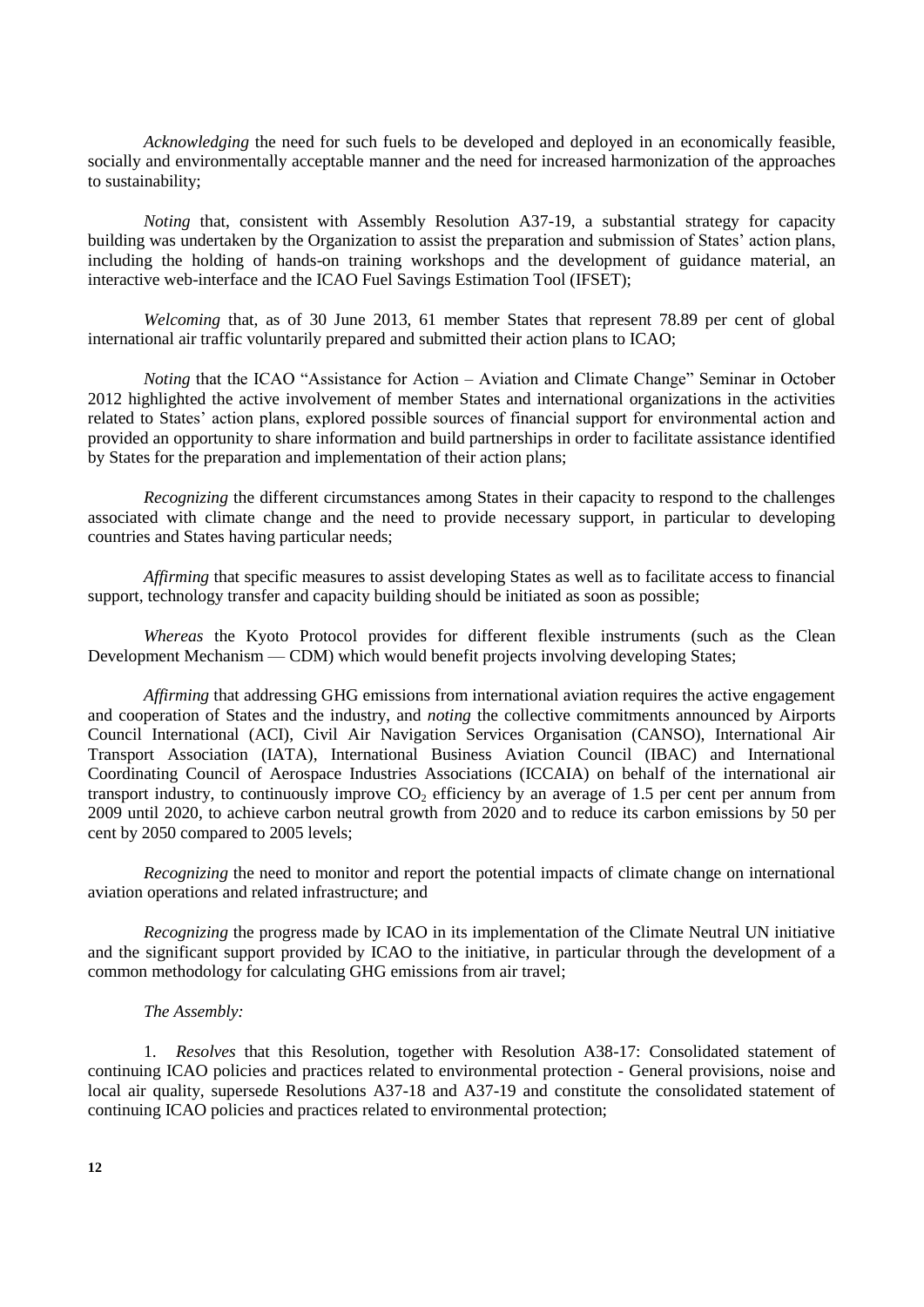*Acknowledging* the need for such fuels to be developed and deployed in an economically feasible, socially and environmentally acceptable manner and the need for increased harmonization of the approaches to sustainability;

*Noting* that, consistent with Assembly Resolution A37-19, a substantial strategy for capacity building was undertaken by the Organization to assist the preparation and submission of States' action plans, including the holding of hands-on training workshops and the development of guidance material, an interactive web-interface and the ICAO Fuel Savings Estimation Tool (IFSET);

*Welcoming* that, as of 30 June 2013, 61 member States that represent 78.89 per cent of global international air traffic voluntarily prepared and submitted their action plans to ICAO;

*Noting* that the ICAO "Assistance for Action – Aviation and Climate Change" Seminar in October 2012 highlighted the active involvement of member States and international organizations in the activities related to States' action plans, explored possible sources of financial support for environmental action and provided an opportunity to share information and build partnerships in order to facilitate assistance identified by States for the preparation and implementation of their action plans;

*Recognizing* the different circumstances among States in their capacity to respond to the challenges associated with climate change and the need to provide necessary support, in particular to developing countries and States having particular needs;

*Affirming* that specific measures to assist developing States as well as to facilitate access to financial support, technology transfer and capacity building should be initiated as soon as possible;

*Whereas* the Kyoto Protocol provides for different flexible instruments (such as the Clean Development Mechanism — CDM) which would benefit projects involving developing States;

*Affirming* that addressing GHG emissions from international aviation requires the active engagement and cooperation of States and the industry, and *noting* the collective commitments announced by Airports Council International (ACI), Civil Air Navigation Services Organisation (CANSO), International Air Transport Association (IATA), International Business Aviation Council (IBAC) and International Coordinating Council of Aerospace Industries Associations (ICCAIA) on behalf of the international air transport industry, to continuously improve $CO_2$ efficiency by an average of 1.5 per cent per annum from 2009 until 2020, to achieve carbon neutral growth from 2020 and to reduce its carbon emissions by 50 per cent by 2050 compared to 2005 levels;

*Recognizing* the need to monitor and report the potential impacts of climate change on international aviation operations and related infrastructure; and

*Recognizing* the progress made by ICAO in its implementation of the Climate Neutral UN initiative and the significant support provided by ICAO to the initiative, in particular through the development of a common methodology for calculating GHG emissions from air travel;

*The Assembly:*

1. *Resolves* that this Resolution, together with Resolution A38-17: Consolidated statement of continuing ICAO policies and practices related to environmental protection - General provisions, noise and local air quality, supersede Resolutions A37-18 and A37-19 and constitute the consolidated statement of continuing ICAO policies and practices related to environmental protection;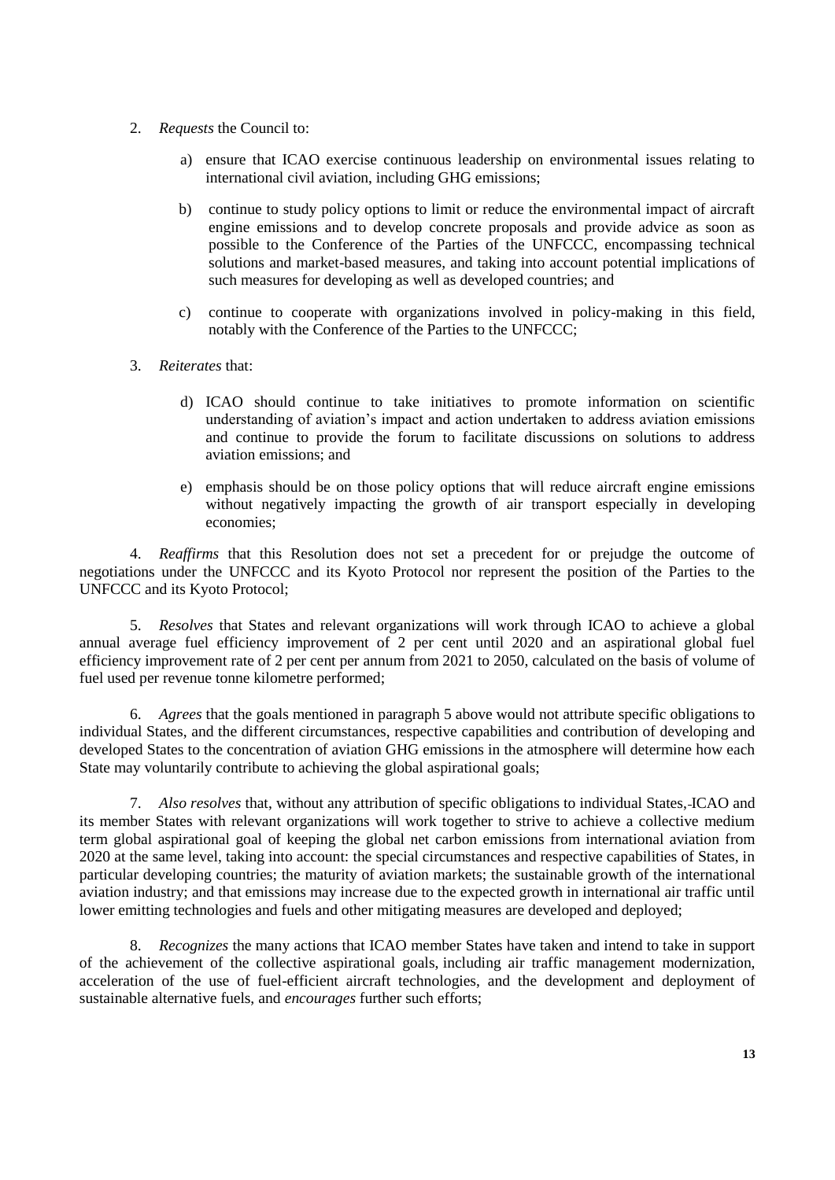2. *Requests* the Council to:

   a) ensure that ICAO exercise continuous leadership on environmental issues relating to international civil aviation, including GHG emissions;

   b) continue to study policy options to limit or reduce the environmental impact of aircraft engine emissions and to develop concrete proposals and provide advice as soon as possible to the Conference of the Parties of the UNFCCC, encompassing technical solutions and market-based measures, and taking into account potential implications of such measures for developing as well as developed countries; and

   c) continue to cooperate with organizations involved in policy-making in this field, notably with the Conference of the Parties to the UNFCCC;

3. *Reiterates* that:

   d) ICAO should continue to take initiatives to promote information on scientific understanding of aviation's impact and action undertaken to address aviation emissions and continue to provide the forum to facilitate discussions on solutions to address aviation emissions; and

   e) emphasis should be on those policy options that will reduce aircraft engine emissions without negatively impacting the growth of air transport especially in developing economies;

4. *Reaffirms* that this Resolution does not set a precedent for or prejudge the outcome of negotiations under the UNFCCC and its Kyoto Protocol nor represent the position of the Parties to the UNFCCC and its Kyoto Protocol;

5. *Resolves* that States and relevant organizations will work through ICAO to achieve a global annual average fuel efficiency improvement of 2 per cent until 2020 and an aspirational global fuel efficiency improvement rate of 2 per cent per annum from 2021 to 2050, calculated on the basis of volume of fuel used per revenue tonne kilometre performed;

6. *Agrees* that the goals mentioned in paragraph 5 above would not attribute specific obligations to individual States, and the different circumstances, respective capabilities and contribution of developing and developed States to the concentration of aviation GHG emissions in the atmosphere will determine how each State may voluntarily contribute to achieving the global aspirational goals;

7. *Also resolves* that, without any attribution of specific obligations to individual States, ICAO and its member States with relevant organizations will work together to strive to achieve a collective medium term global aspirational goal of keeping the global net carbon emissions from international aviation from 2020 at the same level, taking into account: the special circumstances and respective capabilities of States, in particular developing countries; the maturity of aviation markets; the sustainable growth of the international aviation industry; and that emissions may increase due to the expected growth in international air traffic until lower emitting technologies and fuels and other mitigating measures are developed and deployed;

8. *Recognizes* the many actions that ICAO member States have taken and intend to take in support of the achievement of the collective aspirational goals, including air traffic management modernization, acceleration of the use of fuel-efficient aircraft technologies, and the development and deployment of sustainable alternative fuels, and *encourages* further such efforts;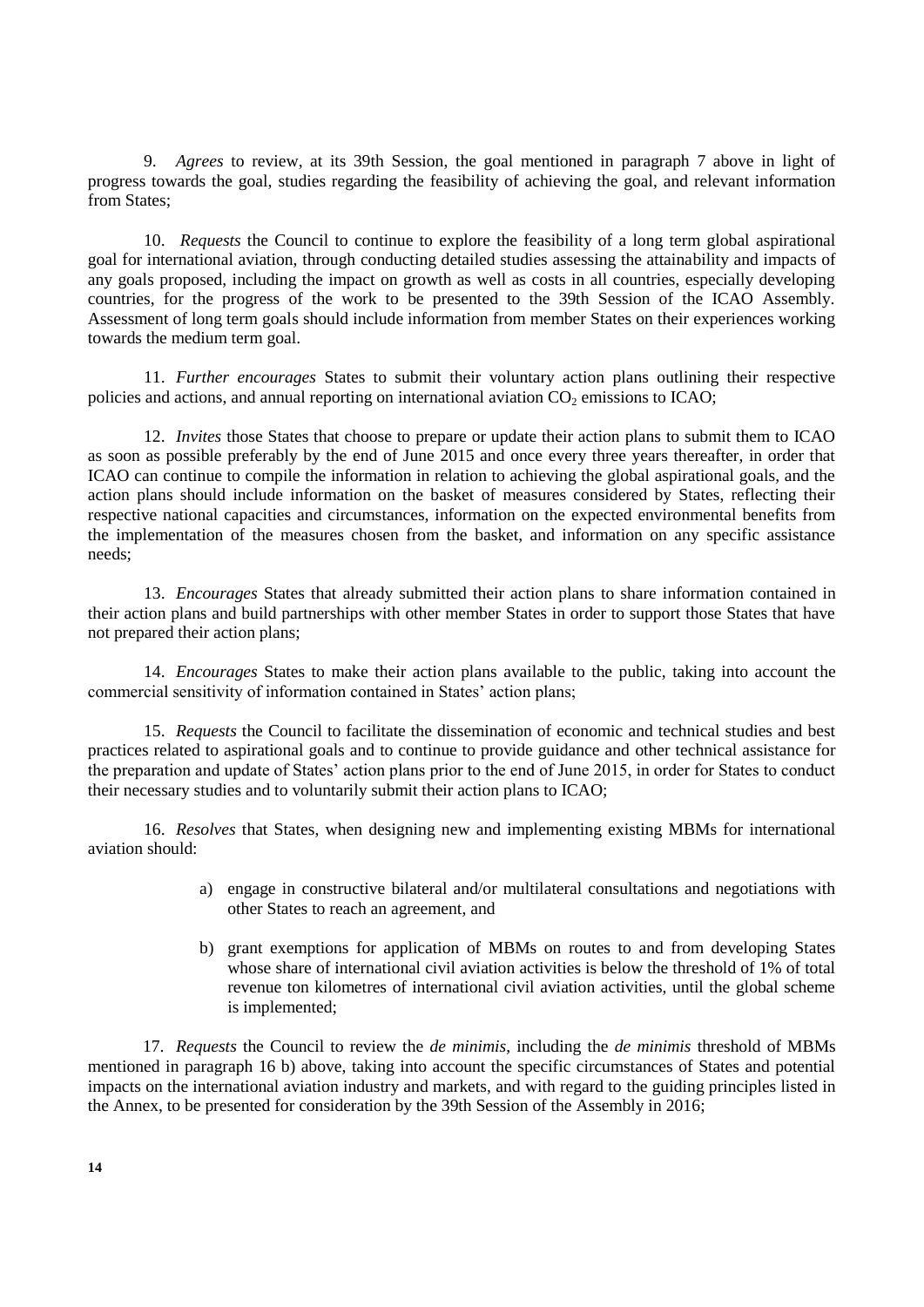9. *Agrees* to review, at its 39th Session, the goal mentioned in paragraph 7 above in light of progress towards the goal, studies regarding the feasibility of achieving the goal, and relevant information from States;

10. *Requests* the Council to continue to explore the feasibility of a long term global aspirational goal for international aviation, through conducting detailed studies assessing the attainability and impacts of any goals proposed, including the impact on growth as well as costs in all countries, especially developing countries, for the progress of the work to be presented to the 39th Session of the ICAO Assembly. Assessment of long term goals should include information from member States on their experiences working towards the medium term goal.

11. *Further encourages* States to submit their voluntary action plans outlining their respective policies and actions, and annual reporting on international aviation $CO_2$ emissions to ICAO;

12. *Invites* those States that choose to prepare or update their action plans to submit them to ICAO as soon as possible preferably by the end of June 2015 and once every three years thereafter, in order that ICAO can continue to compile the information in relation to achieving the global aspirational goals, and the action plans should include information on the basket of measures considered by States, reflecting their respective national capacities and circumstances, information on the expected environmental benefits from the implementation of the measures chosen from the basket, and information on any specific assistance needs;

13. *Encourages* States that already submitted their action plans to share information contained in their action plans and build partnerships with other member States in order to support those States that have not prepared their action plans;

14. *Encourages* States to make their action plans available to the public, taking into account the commercial sensitivity of information contained in States' action plans;

15. *Requests* the Council to facilitate the dissemination of economic and technical studies and best practices related to aspirational goals and to continue to provide guidance and other technical assistance for the preparation and update of States' action plans prior to the end of June 2015, in order for States to conduct their necessary studies and to voluntarily submit their action plans to ICAO;

16. *Resolves* that States, when designing new and implementing existing MBMs for international aviation should:

a) engage in constructive bilateral and/or multilateral consultations and negotiations with other States to reach an agreement, and

b) grant exemptions for application of MBMs on routes to and from developing States whose share of international civil aviation activities is below the threshold of 1% of total revenue ton kilometres of international civil aviation activities, until the global scheme is implemented;

17. *Requests* the Council to review the *de minimis*, including the *de minimis* threshold of MBMs mentioned in paragraph 16 b) above, taking into account the specific circumstances of States and potential impacts on the international aviation industry and markets, and with regard to the guiding principles listed in the Annex, to be presented for consideration by the 39th Session of the Assembly in 2016;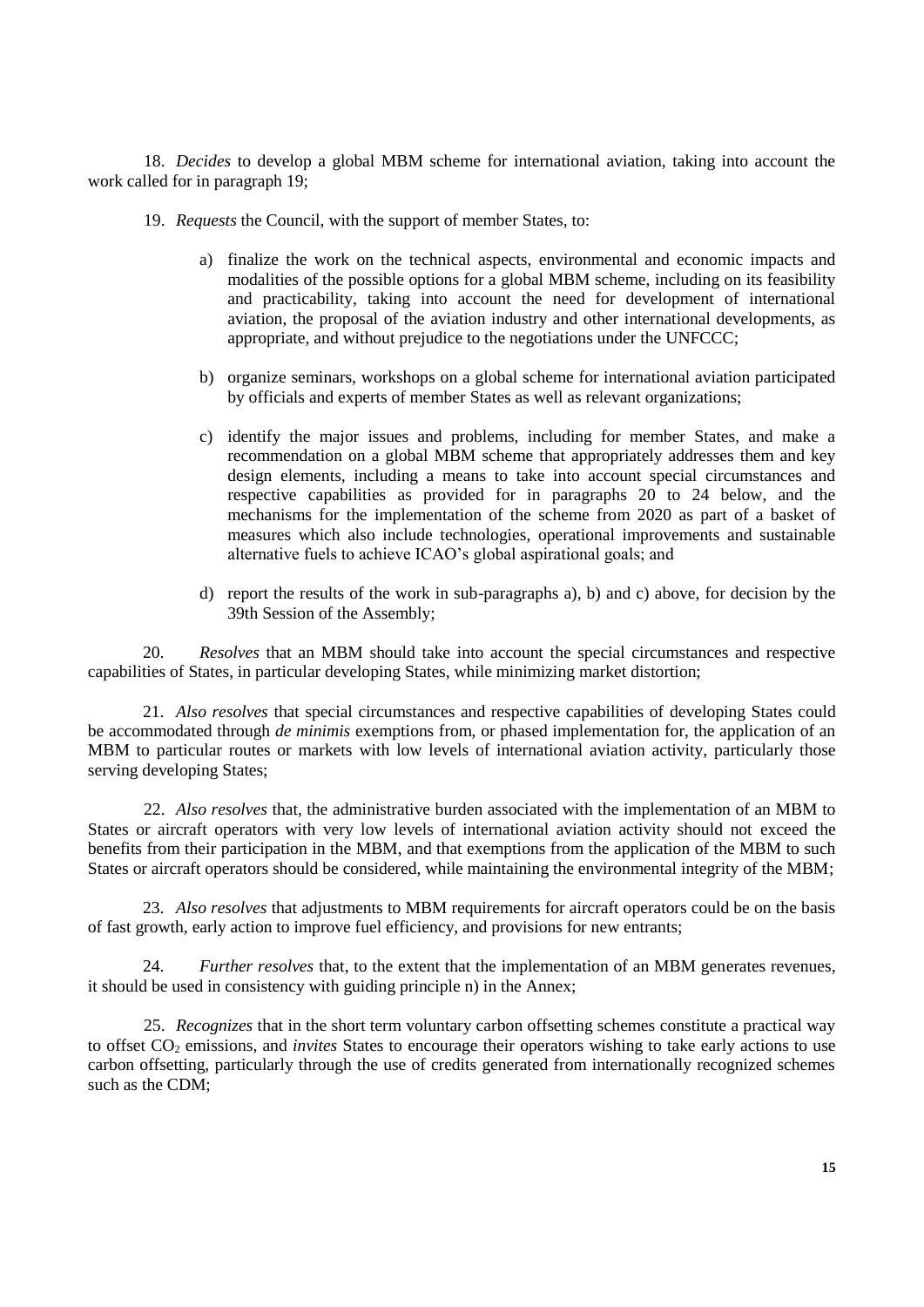18. *Decides* to develop a global MBM scheme for international aviation, taking into account the work called for in paragraph 19;

19. *Requests* the Council, with the support of member States, to:

a) finalize the work on the technical aspects, environmental and economic impacts and modalities of the possible options for a global MBM scheme, including on its feasibility and practicability, taking into account the need for development of international aviation, the proposal of the aviation industry and other international developments, as appropriate, and without prejudice to the negotiations under the UNFCCC;

b) organize seminars, workshops on a global scheme for international aviation participated by officials and experts of member States as well as relevant organizations;

c) identify the major issues and problems, including for member States, and make a recommendation on a global MBM scheme that appropriately addresses them and key design elements, including a means to take into account special circumstances and respective capabilities as provided for in paragraphs 20 to 24 below, and the mechanisms for the implementation of the scheme from 2020 as part of a basket of measures which also include technologies, operational improvements and sustainable alternative fuels to achieve ICAO's global aspirational goals; and

d) report the results of the work in sub-paragraphs a), b) and c) above, for decision by the 39th Session of the Assembly;

20. *Resolves* that an MBM should take into account the special circumstances and respective capabilities of States, in particular developing States, while minimizing market distortion;

21. *Also resolves* that special circumstances and respective capabilities of developing States could be accommodated through *de minimis* exemptions from, or phased implementation for, the application of an MBM to particular routes or markets with low levels of international aviation activity, particularly those serving developing States;

22. *Also resolves* that, the administrative burden associated with the implementation of an MBM to States or aircraft operators with very low levels of international aviation activity should not exceed the benefits from their participation in the MBM, and that exemptions from the application of the MBM to such States or aircraft operators should be considered, while maintaining the environmental integrity of the MBM;

23. *Also resolves* that adjustments to MBM requirements for aircraft operators could be on the basis of fast growth, early action to improve fuel efficiency, and provisions for new entrants;

24. *Further resolves* that, to the extent that the implementation of an MBM generates revenues, it should be used in consistency with guiding principle n) in the Annex;

25. *Recognizes* that in the short term voluntary carbon offsetting schemes constitute a practical way to offset $CO_2$ emissions, and *invites* States to encourage their operators wishing to take early actions to use carbon offsetting, particularly through the use of credits generated from internationally recognized schemes such as the CDM;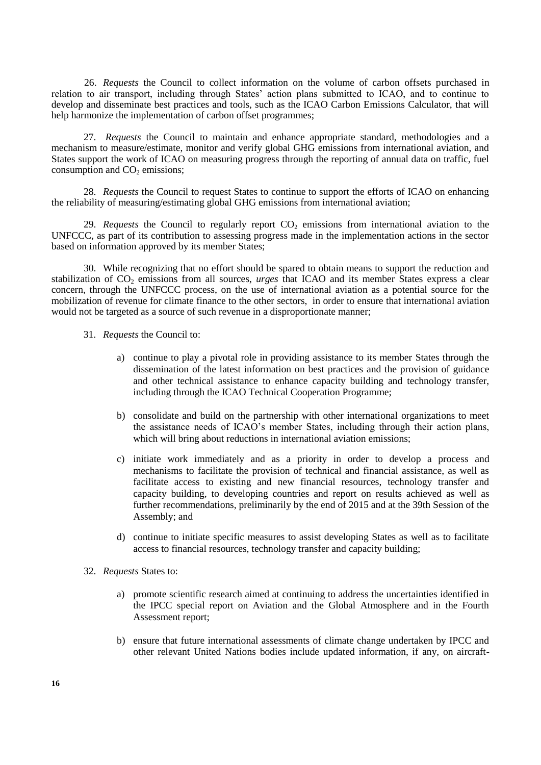26. *Requests* the Council to collect information on the volume of carbon offsets purchased in relation to air transport, including through States' action plans submitted to ICAO, and to continue to develop and disseminate best practices and tools, such as the ICAO Carbon Emissions Calculator, that will help harmonize the implementation of carbon offset programmes;

27. *Requests* the Council to maintain and enhance appropriate standard, methodologies and a mechanism to measure/estimate, monitor and verify global GHG emissions from international aviation, and States support the work of ICAO on measuring progress through the reporting of annual data on traffic, fuel consumption and $CO_2$ emissions;

28. *Requests* the Council to request States to continue to support the efforts of ICAO on enhancing the reliability of measuring/estimating global GHG emissions from international aviation;

29. *Requests* the Council to regularly report $CO_2$ emissions from international aviation to the UNFCCC, as part of its contribution to assessing progress made in the implementation actions in the sector based on information approved by its member States;

30. While recognizing that no effort should be spared to obtain means to support the reduction and stabilization of $CO_2$ emissions from all sources, *urges* that ICAO and its member States express a clear concern, through the UNFCCC process, on the use of international aviation as a potential source for the mobilization of revenue for climate finance to the other sectors, in order to ensure that international aviation would not be targeted as a source of such revenue in a disproportionate manner;

31. *Requests* the Council to:

a) continue to play a pivotal role in providing assistance to its member States through the dissemination of the latest information on best practices and the provision of guidance and other technical assistance to enhance capacity building and technology transfer, including through the ICAO Technical Cooperation Programme;

b) consolidate and build on the partnership with other international organizations to meet the assistance needs of ICAO's member States, including through their action plans, which will bring about reductions in international aviation emissions;

c) initiate work immediately and as a priority in order to develop a process and mechanisms to facilitate the provision of technical and financial assistance, as well as facilitate access to existing and new financial resources, technology transfer and capacity building, to developing countries and report on results achieved as well as further recommendations, preliminarily by the end of 2015 and at the 39th Session of the Assembly; and

d) continue to initiate specific measures to assist developing States as well as to facilitate access to financial resources, technology transfer and capacity building;

32. *Requests* States to:

a) promote scientific research aimed at continuing to address the uncertainties identified in the IPCC special report on Aviation and the Global Atmosphere and in the Fourth Assessment report;

b) ensure that future international assessments of climate change undertaken by IPCC and other relevant United Nations bodies include updated information, if any, on aircraft-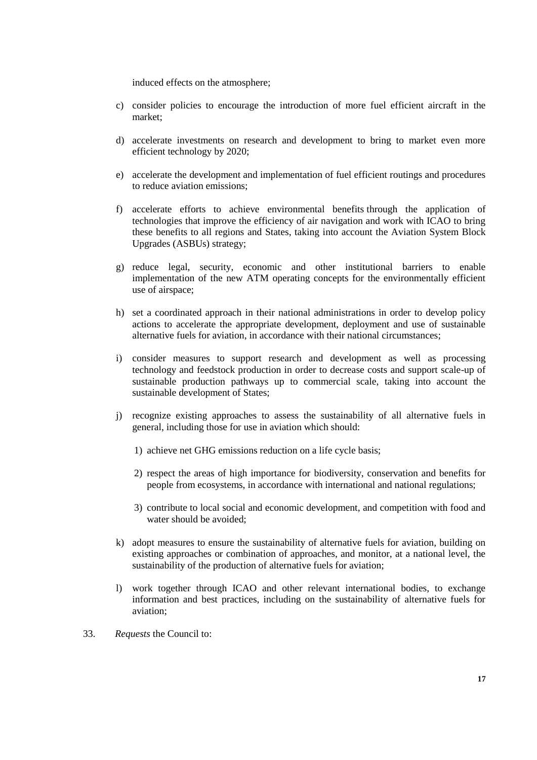induced effects on the atmosphere;

c) consider policies to encourage the introduction of more fuel efficient aircraft in the market;

d) accelerate investments on research and development to bring to market even more efficient technology by 2020;

e) accelerate the development and implementation of fuel efficient routings and procedures to reduce aviation emissions;

f) accelerate efforts to achieve environmental benefits through the application of technologies that improve the efficiency of air navigation and work with ICAO to bring these benefits to all regions and States, taking into account the Aviation System Block Upgrades (ASBUs) strategy;

g) reduce legal, security, economic and other institutional barriers to enable implementation of the new ATM operating concepts for the environmentally efficient use of airspace;

h) set a coordinated approach in their national administrations in order to develop policy actions to accelerate the appropriate development, deployment and use of sustainable alternative fuels for aviation, in accordance with their national circumstances;

i) consider measures to support research and development as well as processing technology and feedstock production in order to decrease costs and support scale-up of sustainable production pathways up to commercial scale, taking into account the sustainable development of States;

j) recognize existing approaches to assess the sustainability of all alternative fuels in general, including those for use in aviation which should:

   1) achieve net GHG emissions reduction on a life cycle basis;

   2) respect the areas of high importance for biodiversity, conservation and benefits for people from ecosystems, in accordance with international and national regulations;

   3) contribute to local social and economic development, and competition with food and water should be avoided;

k) adopt measures to ensure the sustainability of alternative fuels for aviation, building on existing approaches or combination of approaches, and monitor, at a national level, the sustainability of the production of alternative fuels for aviation;

l) work together through ICAO and other relevant international bodies, to exchange information and best practices, including on the sustainability of alternative fuels for aviation;

33. *Requests* the Council to: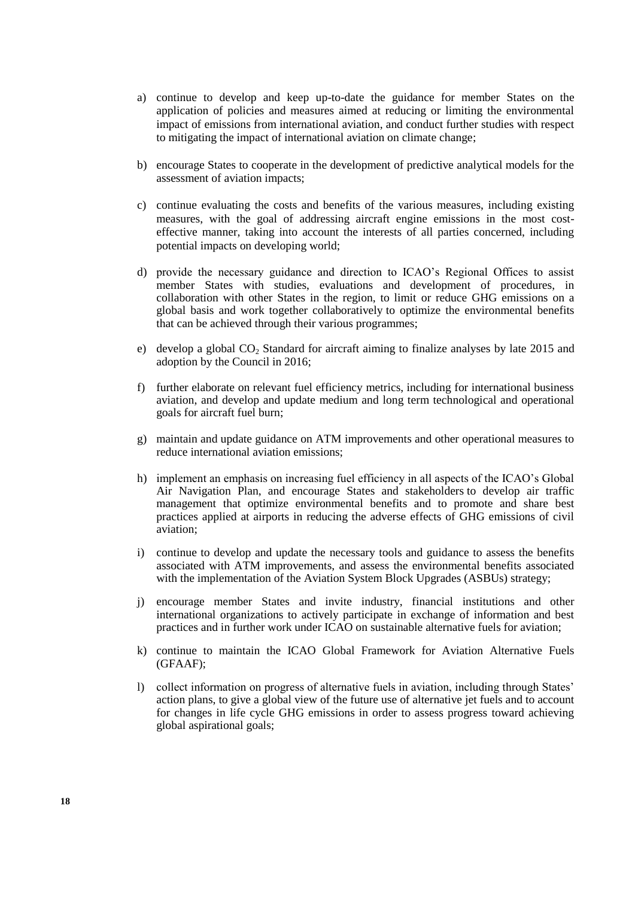a) continue to develop and keep up-to-date the guidance for member States on the application of policies and measures aimed at reducing or limiting the environmental impact of emissions from international aviation, and conduct further studies with respect to mitigating the impact of international aviation on climate change;

b) encourage States to cooperate in the development of predictive analytical models for the assessment of aviation impacts;

c) continue evaluating the costs and benefits of the various measures, including existing measures, with the goal of addressing aircraft engine emissions in the most cost-effective manner, taking into account the interests of all parties concerned, including potential impacts on developing world;

d) provide the necessary guidance and direction to ICAO's Regional Offices to assist member States with studies, evaluations and development of procedures, in collaboration with other States in the region, to limit or reduce GHG emissions on a global basis and work together collaboratively to optimize the environmental benefits that can be achieved through their various programmes;

e) develop a global $CO_2$ Standard for aircraft aiming to finalize analyses by late 2015 and adoption by the Council in 2016;

f) further elaborate on relevant fuel efficiency metrics, including for international business aviation, and develop and update medium and long term technological and operational goals for aircraft fuel burn;

g) maintain and update guidance on ATM improvements and other operational measures to reduce international aviation emissions;

h) implement an emphasis on increasing fuel efficiency in all aspects of the ICAO's Global Air Navigation Plan, and encourage States and stakeholders to develop air traffic management that optimize environmental benefits and to promote and share best practices applied at airports in reducing the adverse effects of GHG emissions of civil aviation;

i) continue to develop and update the necessary tools and guidance to assess the benefits associated with ATM improvements, and assess the environmental benefits associated with the implementation of the Aviation System Block Upgrades (ASBUs) strategy;

j) encourage member States and invite industry, financial institutions and other international organizations to actively participate in exchange of information and best practices and in further work under ICAO on sustainable alternative fuels for aviation;

k) continue to maintain the ICAO Global Framework for Aviation Alternative Fuels (GFAAF);

l) collect information on progress of alternative fuels in aviation, including through States' action plans, to give a global view of the future use of alternative jet fuels and to account for changes in life cycle GHG emissions in order to assess progress toward achieving global aspirational goals;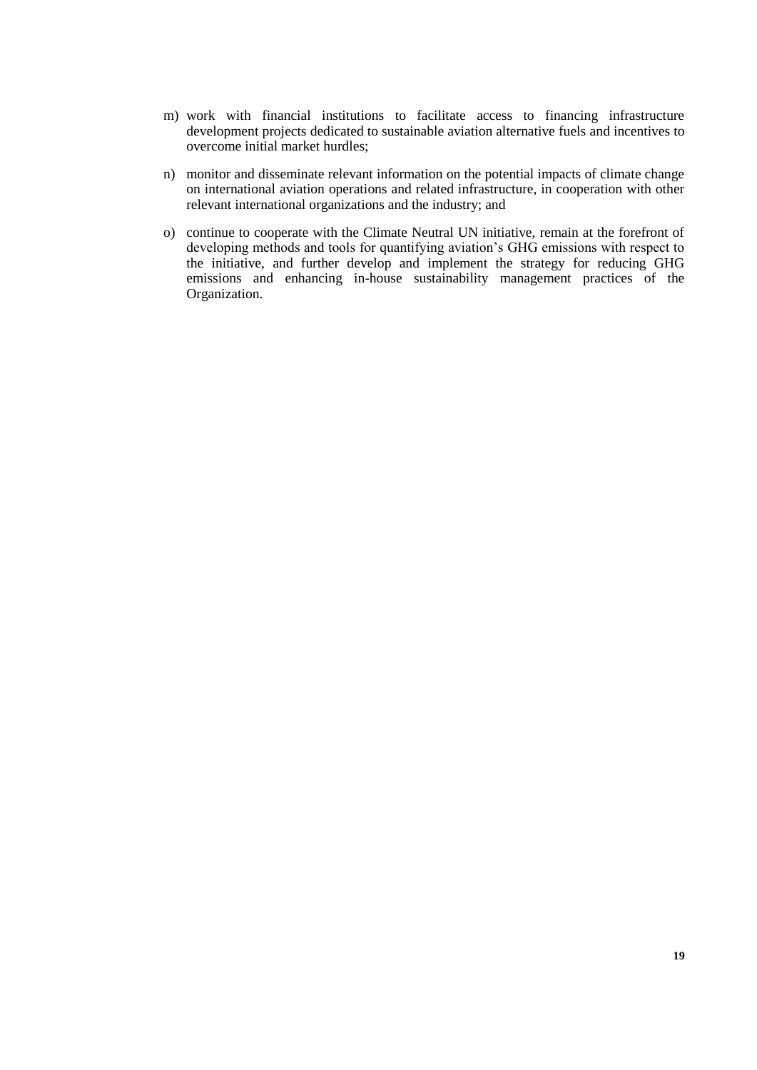m) work with financial institutions to facilitate access to financing infrastructure development projects dedicated to sustainable aviation alternative fuels and incentives to overcome initial market hurdles;

n) monitor and disseminate relevant information on the potential impacts of climate change on international aviation operations and related infrastructure, in cooperation with other relevant international organizations and the industry; and

o) continue to cooperate with the Climate Neutral UN initiative, remain at the forefront of developing methods and tools for quantifying aviation's GHG emissions with respect to the initiative, and further develop and implement the strategy for reducing GHG emissions and enhancing in-house sustainability management practices of the Organization.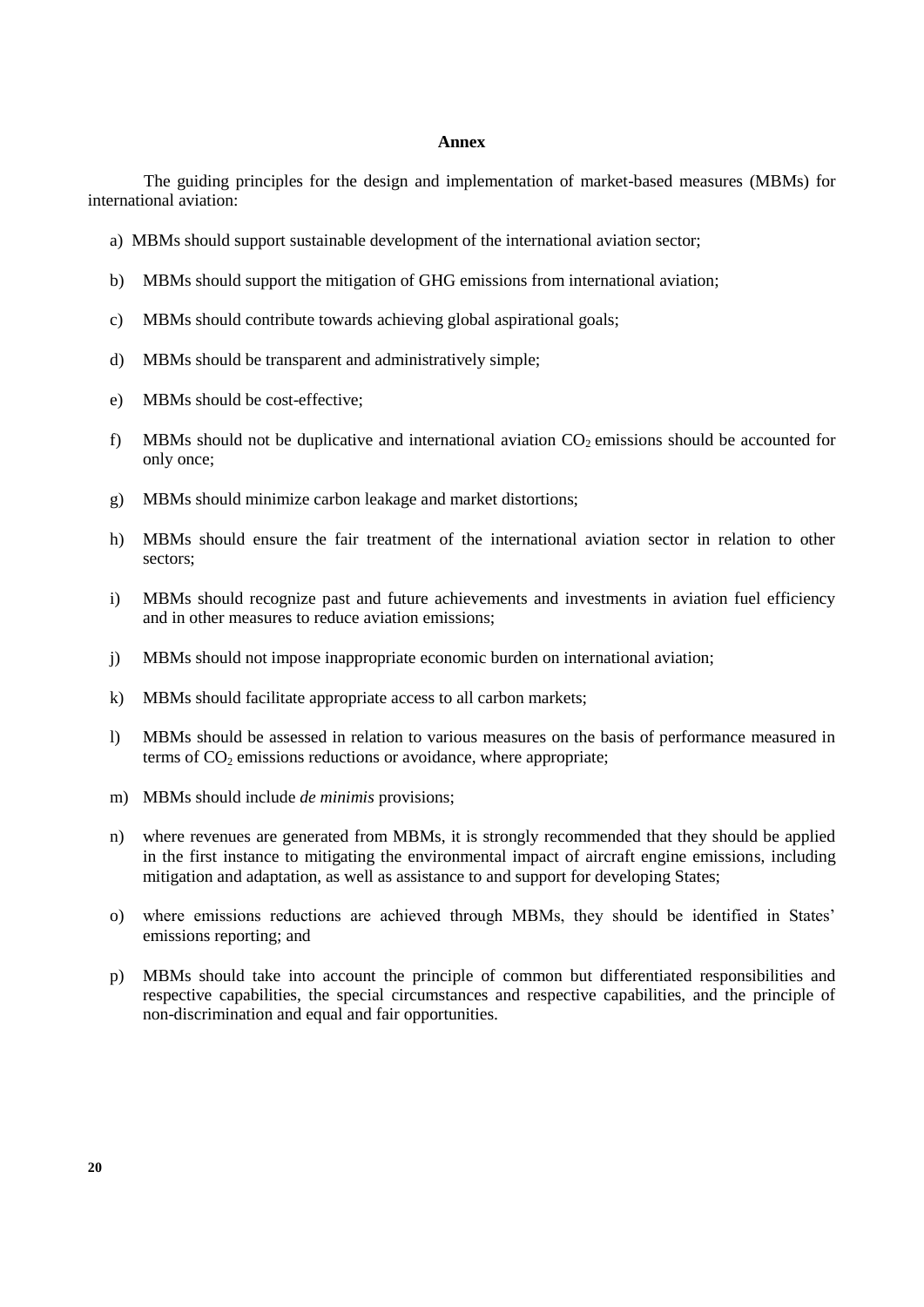**Annex**

The guiding principles for the design and implementation of market-based measures (MBMs) for international aviation:

a) MBMs should support sustainable development of the international aviation sector;

b) MBMs should support the mitigation of GHG emissions from international aviation;

c) MBMs should contribute towards achieving global aspirational goals;

d) MBMs should be transparent and administratively simple;

e) MBMs should be cost-effective;

f) MBMs should not be duplicative and international aviation $CO_2$ emissions should be accounted for only once;

g) MBMs should minimize carbon leakage and market distortions;

h) MBMs should ensure the fair treatment of the international aviation sector in relation to other sectors;

i) MBMs should recognize past and future achievements and investments in aviation fuel efficiency and in other measures to reduce aviation emissions;

j) MBMs should not impose inappropriate economic burden on international aviation;

k) MBMs should facilitate appropriate access to all carbon markets;

l) MBMs should be assessed in relation to various measures on the basis of performance measured in terms of $CO_2$ emissions reductions or avoidance, where appropriate;

m) MBMs should include *de minimis* provisions;

n) where revenues are generated from MBMs, it is strongly recommended that they should be applied in the first instance to mitigating the environmental impact of aircraft engine emissions, including mitigation and adaptation, as well as assistance to and support for developing States;

o) where emissions reductions are achieved through MBMs, they should be identified in States' emissions reporting; and

p) MBMs should take into account the principle of common but differentiated responsibilities and respective capabilities, the special circumstances and respective capabilities, and the principle of non-discrimination and equal and fair opportunities.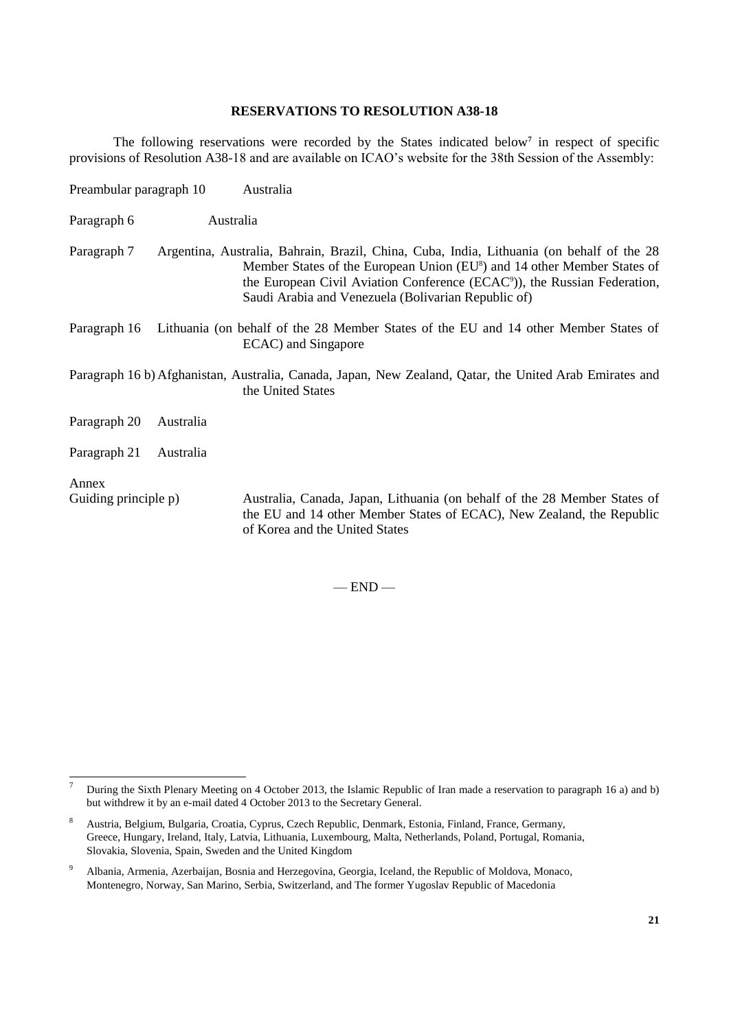## RESERVATIONS TO RESOLUTION A38-18

The following reservations were recorded by the States indicated below[7] in respect of specific provisions of Resolution A38-18 and are available on ICAO's website for the 38th Session of the Assembly:

| | |
|---|---|
| Preambular paragraph 10 | Australia |
| Paragraph 6 | Australia |
| Paragraph 7 | Argentina, Australia, Bahrain, Brazil, China, Cuba, India, Lithuania (on behalf of the 28 Member States of the European Union (EU[8]) and 14 other Member States of the European Civil Aviation Conference (ECAC[9])), the Russian Federation, Saudi Arabia and Venezuela (Bolivarian Republic of) |
| Paragraph 16 | Lithuania (on behalf of the 28 Member States of the EU and 14 other Member States of ECAC) and Singapore |
| Paragraph 16 b) | Afghanistan, Australia, Canada, Japan, New Zealand, Qatar, the United Arab Emirates and the United States |
| Paragraph 20 | Australia |
| Paragraph 21 | Australia |
| Annex Guiding principle p) | Australia, Canada, Japan, Lithuania (on behalf of the 28 Member States of the EU and 14 other Member States of ECAC), New Zealand, the Republic of Korea and the United States |

— END —

[7] During the Sixth Plenary Meeting on 4 October 2013, the Islamic Republic of Iran made a reservation to paragraph 16 a) and b) but withdrew it by an e-mail dated 4 October 2013 to the Secretary General.

[8] Austria, Belgium, Bulgaria, Croatia, Cyprus, Czech Republic, Denmark, Estonia, Finland, France, Germany, Greece, Hungary, Ireland, Italy, Latvia, Lithuania, Luxembourg, Malta, Netherlands, Poland, Portugal, Romania, Slovakia, Slovenia, Spain, Sweden and the United Kingdom

[9] Albania, Armenia, Azerbaijan, Bosnia and Herzegovina, Georgia, Iceland, the Republic of Moldova, Monaco, Montenegro, Norway, San Marino, Serbia, Switzerland, and The former Yugoslav Republic of Macedonia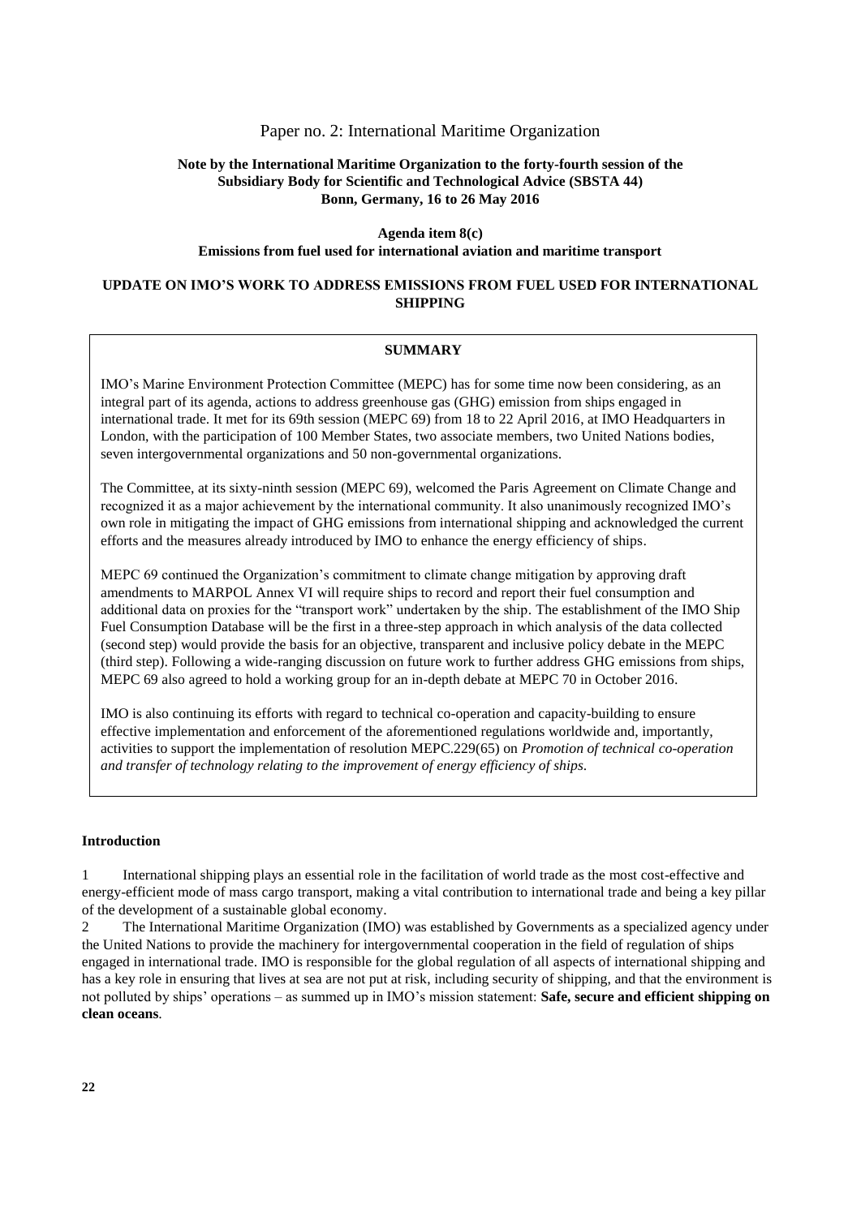## Paper no. 2: International Maritime Organization

**Note by the International Maritime Organization to the forty-fourth session of the Subsidiary Body for Scientific and Technological Advice (SBSTA 44)**
**Bonn, Germany, 16 to 26 May 2016**

**Agenda item 8(c)**
**Emissions from fuel used for international aviation and maritime transport**

### UPDATE ON IMO'S WORK TO ADDRESS EMISSIONS FROM FUEL USED FOR INTERNATIONAL SHIPPING

**SUMMARY**

IMO's Marine Environment Protection Committee (MEPC) has for some time now been considering, as an integral part of its agenda, actions to address greenhouse gas (GHG) emission from ships engaged in international trade. It met for its 69th session (MEPC 69) from 18 to 22 April 2016, at IMO Headquarters in London, with the participation of 100 Member States, two associate members, two United Nations bodies, seven intergovernmental organizations and 50 non-governmental organizations.

The Committee, at its sixty-ninth session (MEPC 69), welcomed the Paris Agreement on Climate Change and recognized it as a major achievement by the international community. It also unanimously recognized IMO's own role in mitigating the impact of GHG emissions from international shipping and acknowledged the current efforts and the measures already introduced by IMO to enhance the energy efficiency of ships.

MEPC 69 continued the Organization's commitment to climate change mitigation by approving draft amendments to MARPOL Annex VI will require ships to record and report their fuel consumption and additional data on proxies for the "transport work" undertaken by the ship. The establishment of the IMO Ship Fuel Consumption Database will be the first in a three-step approach in which analysis of the data collected (second step) would provide the basis for an objective, transparent and inclusive policy debate in the MEPC (third step). Following a wide-ranging discussion on future work to further address GHG emissions from ships, MEPC 69 also agreed to hold a working group for an in-depth debate at MEPC 70 in October 2016.

IMO is also continuing its efforts with regard to technical co-operation and capacity-building to ensure effective implementation and enforcement of the aforementioned regulations worldwide and, importantly, activities to support the implementation of resolution MEPC.229(65) on *Promotion of technical co-operation and transfer of technology relating to the improvement of energy efficiency of ships.*

**Introduction**

1 International shipping plays an essential role in the facilitation of world trade as the most cost-effective and energy-efficient mode of mass cargo transport, making a vital contribution to international trade and being a key pillar of the development of a sustainable global economy.

2 The International Maritime Organization (IMO) was established by Governments as a specialized agency under the United Nations to provide the machinery for intergovernmental cooperation in the field of regulation of ships engaged in international trade. IMO is responsible for the global regulation of all aspects of international shipping and has a key role in ensuring that lives at sea are not put at risk, including security of shipping, and that the environment is not polluted by ships' operations – as summed up in IMO's mission statement: **Safe, secure and efficient shipping on clean oceans**.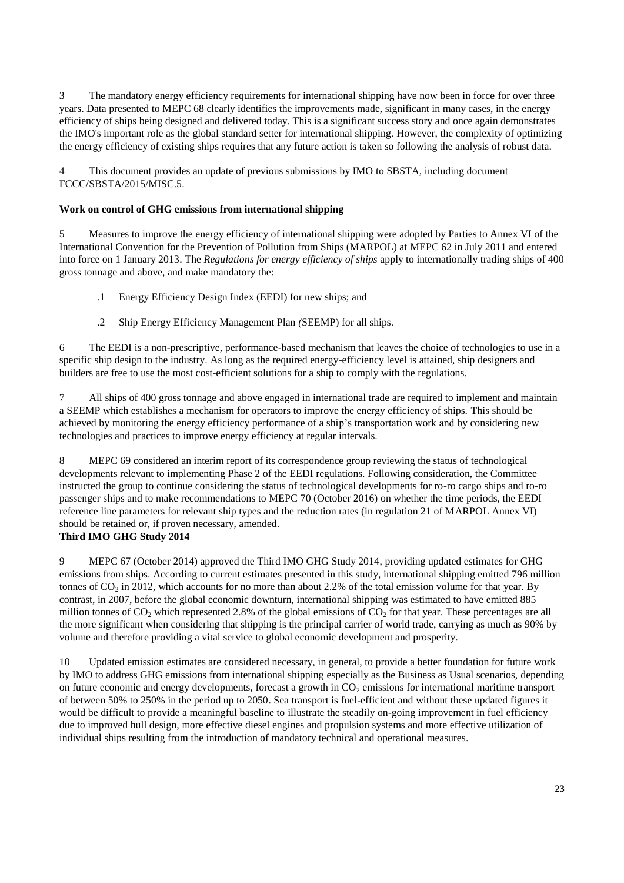3 The mandatory energy efficiency requirements for international shipping have now been in force for over three years. Data presented to MEPC 68 clearly identifies the improvements made, significant in many cases, in the energy efficiency of ships being designed and delivered today. This is a significant success story and once again demonstrates the IMO's important role as the global standard setter for international shipping. However, the complexity of optimizing the energy efficiency of existing ships requires that any future action is taken so following the analysis of robust data.

4 This document provides an update of previous submissions by IMO to SBSTA, including document FCCC/SBSTA/2015/MISC.5.

**Work on control of GHG emissions from international shipping**

5 Measures to improve the energy efficiency of international shipping were adopted by Parties to Annex VI of the International Convention for the Prevention of Pollution from Ships (MARPOL) at MEPC 62 in July 2011 and entered into force on 1 January 2013. The *Regulations for energy efficiency of ships* apply to internationally trading ships of 400 gross tonnage and above, and make mandatory the:

.1 Energy Efficiency Design Index (EEDI) for new ships; and

.2 Ship Energy Efficiency Management Plan *(*SEEMP) for all ships.

6 The EEDI is a non-prescriptive, performance-based mechanism that leaves the choice of technologies to use in a specific ship design to the industry. As long as the required energy-efficiency level is attained, ship designers and builders are free to use the most cost-efficient solutions for a ship to comply with the regulations.

7 All ships of 400 gross tonnage and above engaged in international trade are required to implement and maintain a SEEMP which establishes a mechanism for operators to improve the energy efficiency of ships. This should be achieved by monitoring the energy efficiency performance of a ship's transportation work and by considering new technologies and practices to improve energy efficiency at regular intervals.

8 MEPC 69 considered an interim report of its correspondence group reviewing the status of technological developments relevant to implementing Phase 2 of the EEDI regulations. Following consideration, the Committee instructed the group to continue considering the status of technological developments for ro-ro cargo ships and ro-ro passenger ships and to make recommendations to MEPC 70 (October 2016) on whether the time periods, the EEDI reference line parameters for relevant ship types and the reduction rates (in regulation 21 of MARPOL Annex VI) should be retained or, if proven necessary, amended.

**Third IMO GHG Study 2014**

9 MEPC 67 (October 2014) approved the Third IMO GHG Study 2014, providing updated estimates for GHG emissions from ships. According to current estimates presented in this study, international shipping emitted 796 million tonnes of $CO_2$ in 2012, which accounts for no more than about 2.2% of the total emission volume for that year. By contrast, in 2007, before the global economic downturn, international shipping was estimated to have emitted 885 million tonnes of $CO_2$ which represented 2.8% of the global emissions of $CO_2$ for that year. These percentages are all the more significant when considering that shipping is the principal carrier of world trade, carrying as much as 90% by volume and therefore providing a vital service to global economic development and prosperity.

10 Updated emission estimates are considered necessary, in general, to provide a better foundation for future work by IMO to address GHG emissions from international shipping especially as the Business as Usual scenarios, depending on future economic and energy developments, forecast a growth in $CO_2$ emissions for international maritime transport of between 50% to 250% in the period up to 2050. Sea transport is fuel-efficient and without these updated figures it would be difficult to provide a meaningful baseline to illustrate the steadily on-going improvement in fuel efficiency due to improved hull design, more effective diesel engines and propulsion systems and more effective utilization of individual ships resulting from the introduction of mandatory technical and operational measures.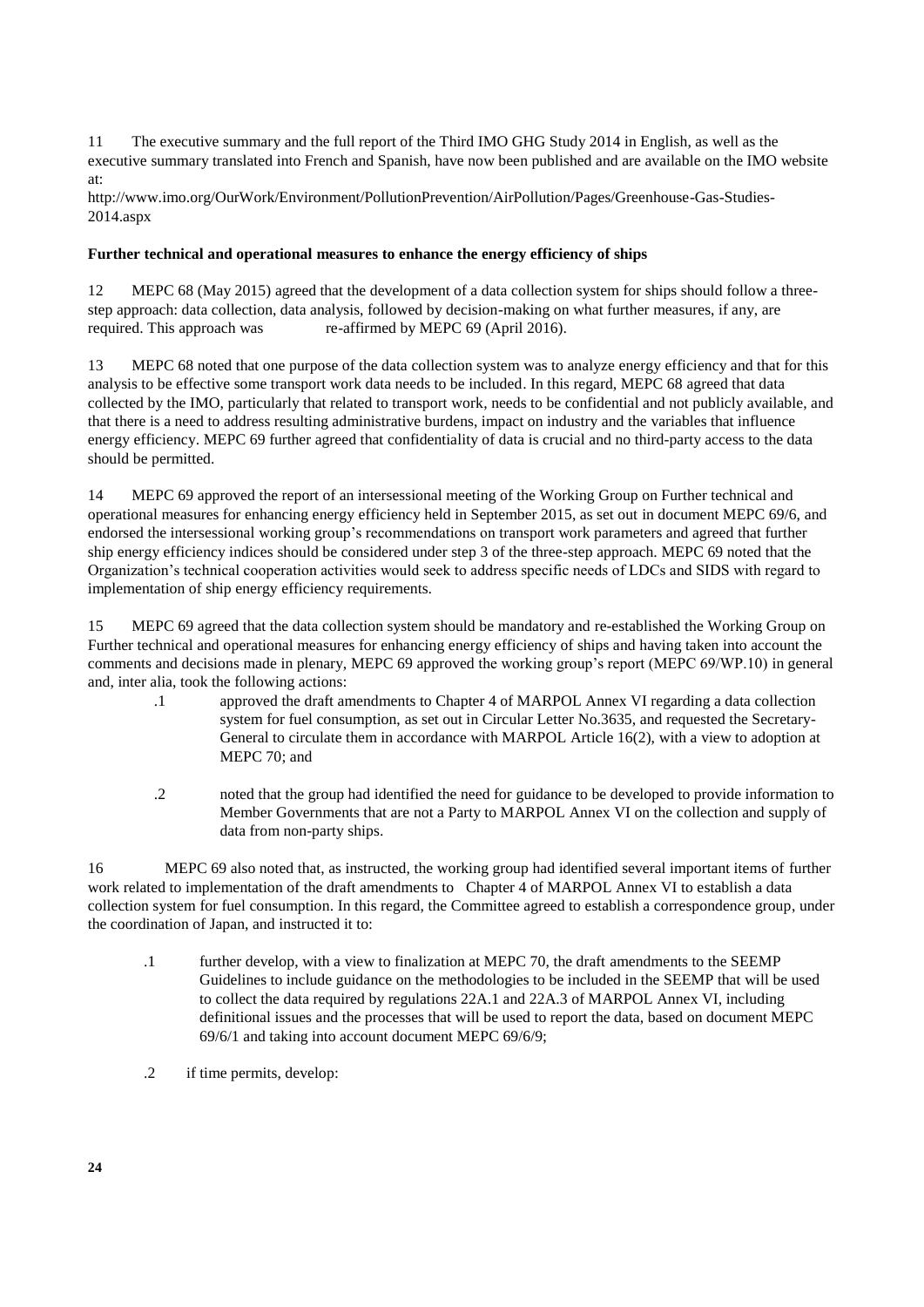11 The executive summary and the full report of the Third IMO GHG Study 2014 in English, as well as the executive summary translated into French and Spanish, have now been published and are available on the IMO website at:
http://www.imo.org/OurWork/Environment/PollutionPrevention/AirPollution/Pages/Greenhouse-Gas-Studies-2014.aspx

**Further technical and operational measures to enhance the energy efficiency of ships**

12 MEPC 68 (May 2015) agreed that the development of a data collection system for ships should follow a three-step approach: data collection, data analysis, followed by decision-making on what further measures, if any, are required. This approach was re-affirmed by MEPC 69 (April 2016).

13 MEPC 68 noted that one purpose of the data collection system was to analyze energy efficiency and that for this analysis to be effective some transport work data needs to be included. In this regard, MEPC 68 agreed that data collected by the IMO, particularly that related to transport work, needs to be confidential and not publicly available, and that there is a need to address resulting administrative burdens, impact on industry and the variables that influence energy efficiency. MEPC 69 further agreed that confidentiality of data is crucial and no third-party access to the data should be permitted.

14 MEPC 69 approved the report of an intersessional meeting of the Working Group on Further technical and operational measures for enhancing energy efficiency held in September 2015, as set out in document MEPC 69/6, and endorsed the intersessional working group's recommendations on transport work parameters and agreed that further ship energy efficiency indices should be considered under step 3 of the three-step approach. MEPC 69 noted that the Organization's technical cooperation activities would seek to address specific needs of LDCs and SIDS with regard to implementation of ship energy efficiency requirements.

15 MEPC 69 agreed that the data collection system should be mandatory and re-established the Working Group on Further technical and operational measures for enhancing energy efficiency of ships and having taken into account the comments and decisions made in plenary, MEPC 69 approved the working group's report (MEPC 69/WP.10) in general and, inter alia, took the following actions:

.1 approved the draft amendments to Chapter 4 of MARPOL Annex VI regarding a data collection system for fuel consumption, as set out in Circular Letter No.3635, and requested the Secretary-General to circulate them in accordance with MARPOL Article 16(2), with a view to adoption at MEPC 70; and

.2 noted that the group had identified the need for guidance to be developed to provide information to Member Governments that are not a Party to MARPOL Annex VI on the collection and supply of data from non-party ships.

16 MEPC 69 also noted that, as instructed, the working group had identified several important items of further work related to implementation of the draft amendments to Chapter 4 of MARPOL Annex VI to establish a data collection system for fuel consumption. In this regard, the Committee agreed to establish a correspondence group, under the coordination of Japan, and instructed it to:

.1 further develop, with a view to finalization at MEPC 70, the draft amendments to the SEEMP Guidelines to include guidance on the methodologies to be included in the SEEMP that will be used to collect the data required by regulations 22A.1 and 22A.3 of MARPOL Annex VI, including definitional issues and the processes that will be used to report the data, based on document MEPC 69/6/1 and taking into account document MEPC 69/6/9;

.2 if time permits, develop: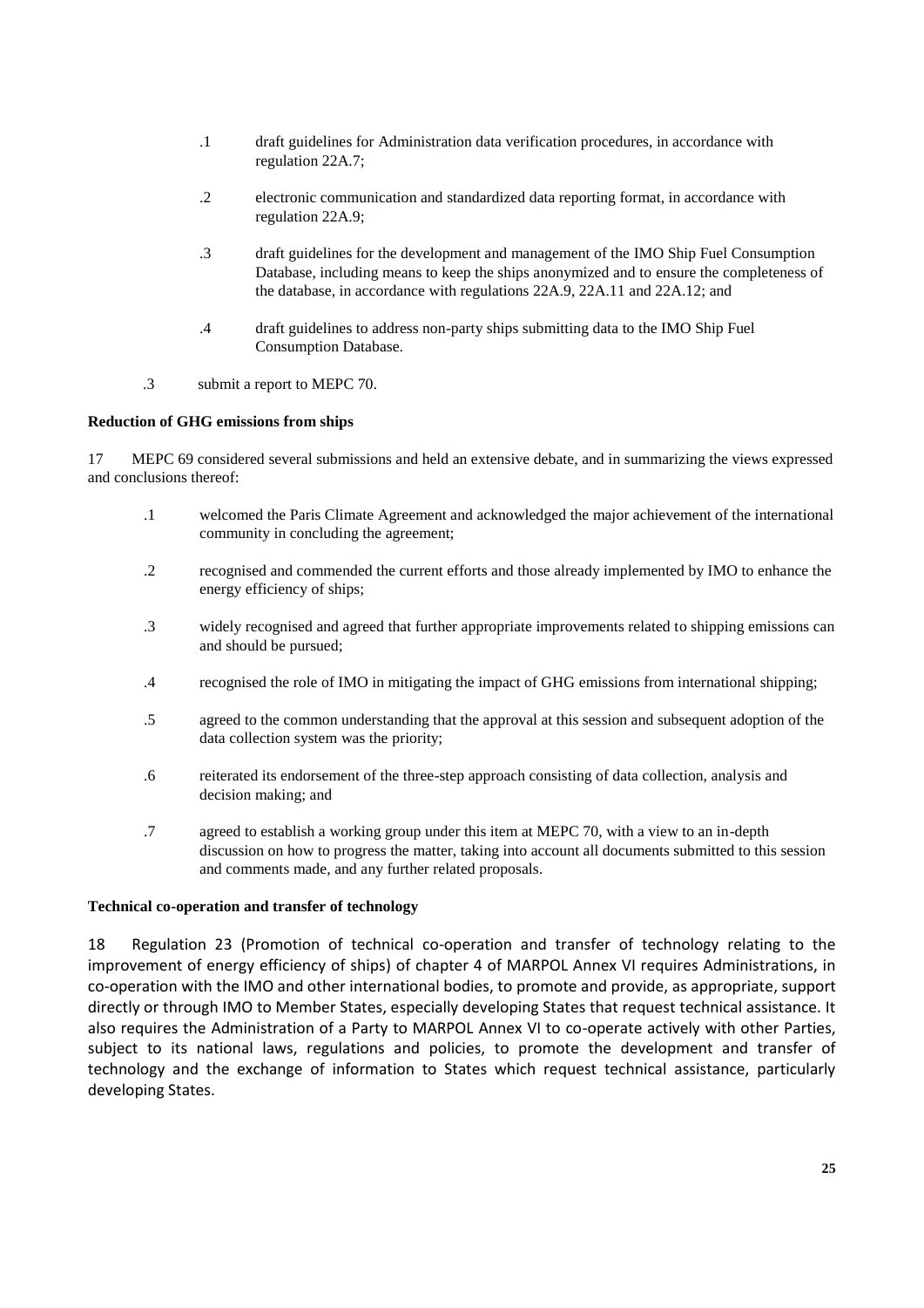.1 draft guidelines for Administration data verification procedures, in accordance with regulation 22A.7;

.2 electronic communication and standardized data reporting format, in accordance with regulation 22A.9;

.3 draft guidelines for the development and management of the IMO Ship Fuel Consumption Database, including means to keep the ships anonymized and to ensure the completeness of the database, in accordance with regulations 22A.9, 22A.11 and 22A.12; and

.4 draft guidelines to address non-party ships submitting data to the IMO Ship Fuel Consumption Database.

.3 submit a report to MEPC 70.

**Reduction of GHG emissions from ships**

17 MEPC 69 considered several submissions and held an extensive debate, and in summarizing the views expressed and conclusions thereof:

.1 welcomed the Paris Climate Agreement and acknowledged the major achievement of the international community in concluding the agreement;

.2 recognised and commended the current efforts and those already implemented by IMO to enhance the energy efficiency of ships;

.3 widely recognised and agreed that further appropriate improvements related to shipping emissions can and should be pursued;

.4 recognised the role of IMO in mitigating the impact of GHG emissions from international shipping;

.5 agreed to the common understanding that the approval at this session and subsequent adoption of the data collection system was the priority;

.6 reiterated its endorsement of the three-step approach consisting of data collection, analysis and decision making; and

.7 agreed to establish a working group under this item at MEPC 70, with a view to an in-depth discussion on how to progress the matter, taking into account all documents submitted to this session and comments made, and any further related proposals.

**Technical co-operation and transfer of technology**

18 Regulation 23 (Promotion of technical co-operation and transfer of technology relating to the improvement of energy efficiency of ships) of chapter 4 of MARPOL Annex VI requires Administrations, in co-operation with the IMO and other international bodies, to promote and provide, as appropriate, support directly or through IMO to Member States, especially developing States that request technical assistance. It also requires the Administration of a Party to MARPOL Annex VI to co-operate actively with other Parties, subject to its national laws, regulations and policies, to promote the development and transfer of technology and the exchange of information to States which request technical assistance, particularly developing States.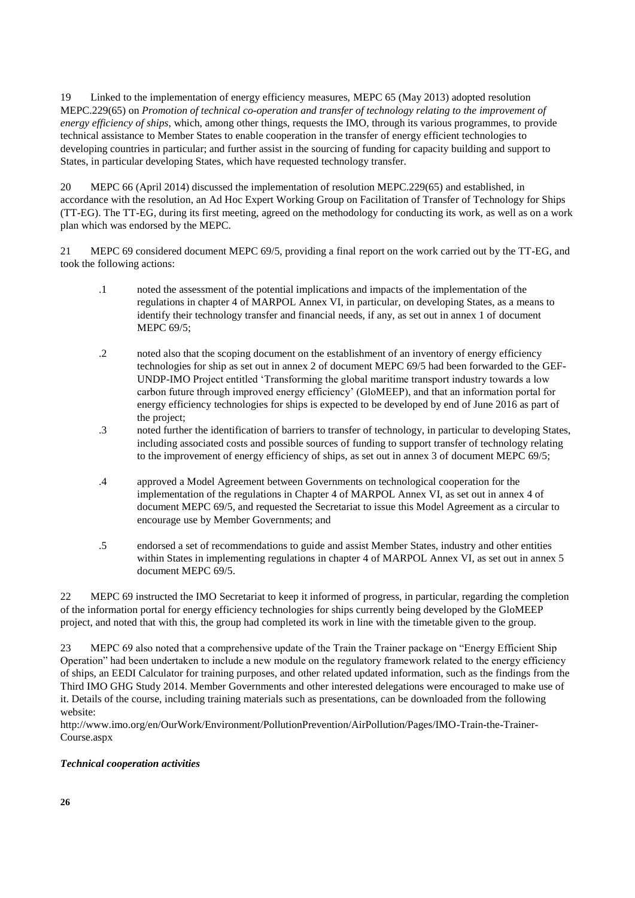19 Linked to the implementation of energy efficiency measures, MEPC 65 (May 2013) adopted resolution MEPC.229(65) on *Promotion of technical co-operation and transfer of technology relating to the improvement of energy efficiency of ships*, which, among other things, requests the IMO, through its various programmes, to provide technical assistance to Member States to enable cooperation in the transfer of energy efficient technologies to developing countries in particular; and further assist in the sourcing of funding for capacity building and support to States, in particular developing States, which have requested technology transfer.

20 MEPC 66 (April 2014) discussed the implementation of resolution MEPC.229(65) and established, in accordance with the resolution, an Ad Hoc Expert Working Group on Facilitation of Transfer of Technology for Ships (TT-EG). The TT-EG, during its first meeting, agreed on the methodology for conducting its work, as well as on a work plan which was endorsed by the MEPC.

21 MEPC 69 considered document MEPC 69/5, providing a final report on the work carried out by the TT-EG, and took the following actions:

.1 noted the assessment of the potential implications and impacts of the implementation of the regulations in chapter 4 of MARPOL Annex VI, in particular, on developing States, as a means to identify their technology transfer and financial needs, if any, as set out in annex 1 of document MEPC 69/5;

.2 noted also that the scoping document on the establishment of an inventory of energy efficiency technologies for ship as set out in annex 2 of document MEPC 69/5 had been forwarded to the GEF-UNDP-IMO Project entitled 'Transforming the global maritime transport industry towards a low carbon future through improved energy efficiency' (GloMEEP), and that an information portal for energy efficiency technologies for ships is expected to be developed by end of June 2016 as part of the project;

.3 noted further the identification of barriers to transfer of technology, in particular to developing States, including associated costs and possible sources of funding to support transfer of technology relating to the improvement of energy efficiency of ships, as set out in annex 3 of document MEPC 69/5;

.4 approved a Model Agreement between Governments on technological cooperation for the implementation of the regulations in Chapter 4 of MARPOL Annex VI, as set out in annex 4 of document MEPC 69/5, and requested the Secretariat to issue this Model Agreement as a circular to encourage use by Member Governments; and

.5 endorsed a set of recommendations to guide and assist Member States, industry and other entities within States in implementing regulations in chapter 4 of MARPOL Annex VI, as set out in annex 5 document MEPC 69/5.

22 MEPC 69 instructed the IMO Secretariat to keep it informed of progress, in particular, regarding the completion of the information portal for energy efficiency technologies for ships currently being developed by the GloMEEP project, and noted that with this, the group had completed its work in line with the timetable given to the group.

23 MEPC 69 also noted that a comprehensive update of the Train the Trainer package on "Energy Efficient Ship Operation" had been undertaken to include a new module on the regulatory framework related to the energy efficiency of ships, an EEDI Calculator for training purposes, and other related updated information, such as the findings from the Third IMO GHG Study 2014. Member Governments and other interested delegations were encouraged to make use of it. Details of the course, including training materials such as presentations, can be downloaded from the following website:
http://www.imo.org/en/OurWork/Environment/PollutionPrevention/AirPollution/Pages/IMO-Train-the-Trainer-Course.aspx

***Technical cooperation activities***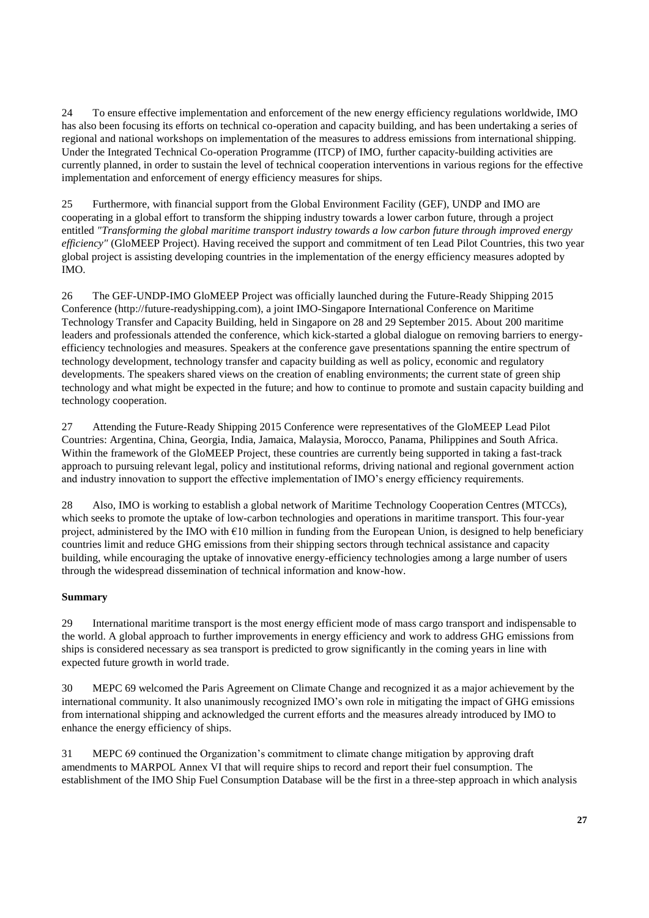24 To ensure effective implementation and enforcement of the new energy efficiency regulations worldwide, IMO has also been focusing its efforts on technical co-operation and capacity building, and has been undertaking a series of regional and national workshops on implementation of the measures to address emissions from international shipping. Under the Integrated Technical Co-operation Programme (ITCP) of IMO, further capacity-building activities are currently planned, in order to sustain the level of technical cooperation interventions in various regions for the effective implementation and enforcement of energy efficiency measures for ships.

25 Furthermore, with financial support from the Global Environment Facility (GEF), UNDP and IMO are cooperating in a global effort to transform the shipping industry towards a lower carbon future, through a project entitled *"Transforming the global maritime transport industry towards a low carbon future through improved energy efficiency"* (GloMEEP Project). Having received the support and commitment of ten Lead Pilot Countries, this two year global project is assisting developing countries in the implementation of the energy efficiency measures adopted by IMO.

26 The GEF-UNDP-IMO GloMEEP Project was officially launched during the Future-Ready Shipping 2015 Conference (http://future-readyshipping.com), a joint IMO-Singapore International Conference on Maritime Technology Transfer and Capacity Building, held in Singapore on 28 and 29 September 2015. About 200 maritime leaders and professionals attended the conference, which kick-started a global dialogue on removing barriers to energy-efficiency technologies and measures. Speakers at the conference gave presentations spanning the entire spectrum of technology development, technology transfer and capacity building as well as policy, economic and regulatory developments. The speakers shared views on the creation of enabling environments; the current state of green ship technology and what might be expected in the future; and how to continue to promote and sustain capacity building and technology cooperation.

27 Attending the Future-Ready Shipping 2015 Conference were representatives of the GloMEEP Lead Pilot Countries: Argentina, China, Georgia, India, Jamaica, Malaysia, Morocco, Panama, Philippines and South Africa. Within the framework of the GloMEEP Project, these countries are currently being supported in taking a fast-track approach to pursuing relevant legal, policy and institutional reforms, driving national and regional government action and industry innovation to support the effective implementation of IMO's energy efficiency requirements.

28 Also, IMO is working to establish a global network of Maritime Technology Cooperation Centres (MTCCs), which seeks to promote the uptake of low-carbon technologies and operations in maritime transport. This four-year project, administered by the IMO with €10 million in funding from the European Union, is designed to help beneficiary countries limit and reduce GHG emissions from their shipping sectors through technical assistance and capacity building, while encouraging the uptake of innovative energy-efficiency technologies among a large number of users through the widespread dissemination of technical information and know-how.

**Summary**

29 International maritime transport is the most energy efficient mode of mass cargo transport and indispensable to the world. A global approach to further improvements in energy efficiency and work to address GHG emissions from ships is considered necessary as sea transport is predicted to grow significantly in the coming years in line with expected future growth in world trade.

30 MEPC 69 welcomed the Paris Agreement on Climate Change and recognized it as a major achievement by the international community. It also unanimously recognized IMO's own role in mitigating the impact of GHG emissions from international shipping and acknowledged the current efforts and the measures already introduced by IMO to enhance the energy efficiency of ships.

31 MEPC 69 continued the Organization's commitment to climate change mitigation by approving draft amendments to MARPOL Annex VI that will require ships to record and report their fuel consumption. The establishment of the IMO Ship Fuel Consumption Database will be the first in a three-step approach in which analysis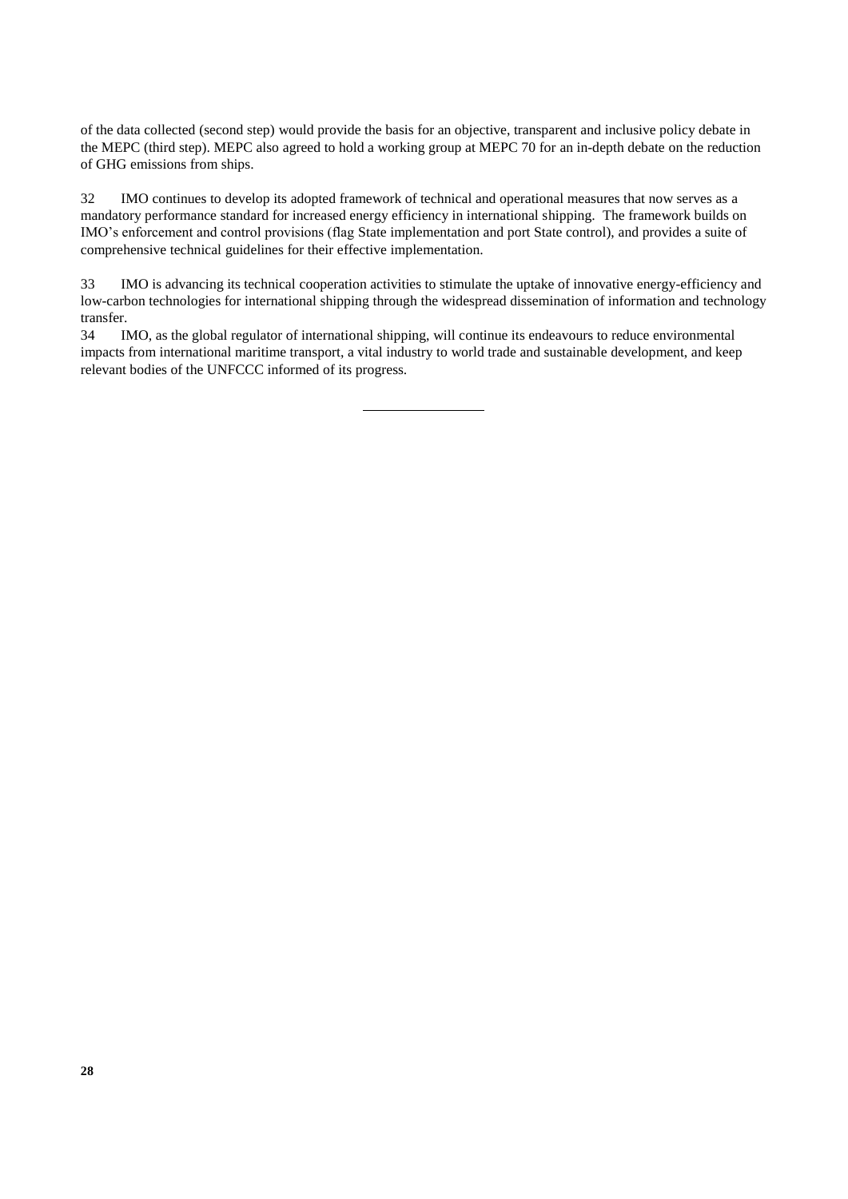of the data collected (second step) would provide the basis for an objective, transparent and inclusive policy debate in the MEPC (third step). MEPC also agreed to hold a working group at MEPC 70 for an in-depth debate on the reduction of GHG emissions from ships.

32 IMO continues to develop its adopted framework of technical and operational measures that now serves as a mandatory performance standard for increased energy efficiency in international shipping. The framework builds on IMO's enforcement and control provisions (flag State implementation and port State control), and provides a suite of comprehensive technical guidelines for their effective implementation.

33 IMO is advancing its technical cooperation activities to stimulate the uptake of innovative energy-efficiency and low-carbon technologies for international shipping through the widespread dissemination of information and technology transfer.

34 IMO, as the global regulator of international shipping, will continue its endeavours to reduce environmental impacts from international maritime transport, a vital industry to world trade and sustainable development, and keep relevant bodies of the UNFCCC informed of its progress.

---